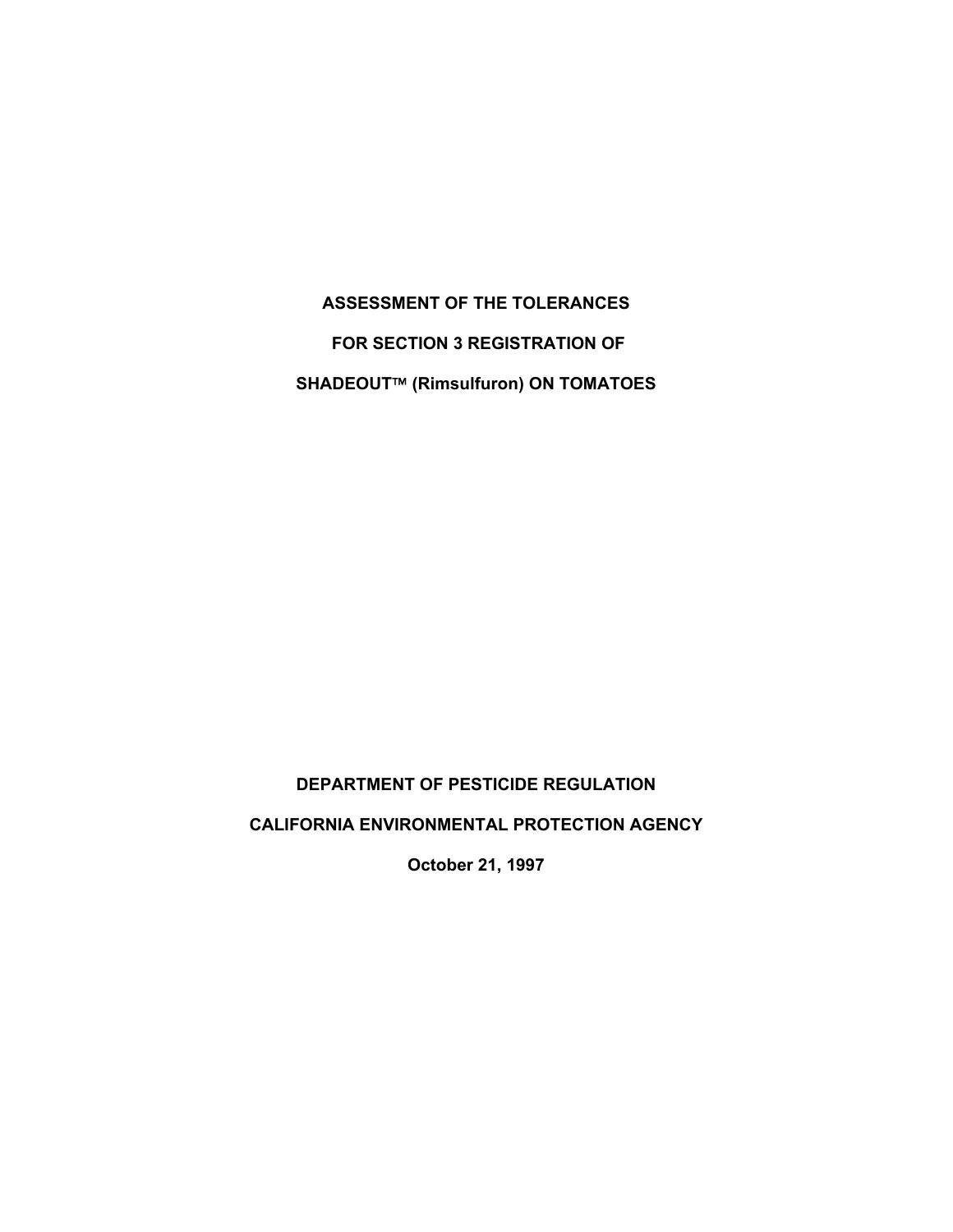# ASSESSMENT OF THE TOLERANCES

# FOR SECTION 3 REGISTRATION OF

# SHADEOUT™ (Rimsulfuron) ON TOMATOES

**DEPARTMENT OF PESTICIDE REGULATION**

**CALIFORNIA ENVIRONMENTAL PROTECTION AGENCY**

**October 21, 1997**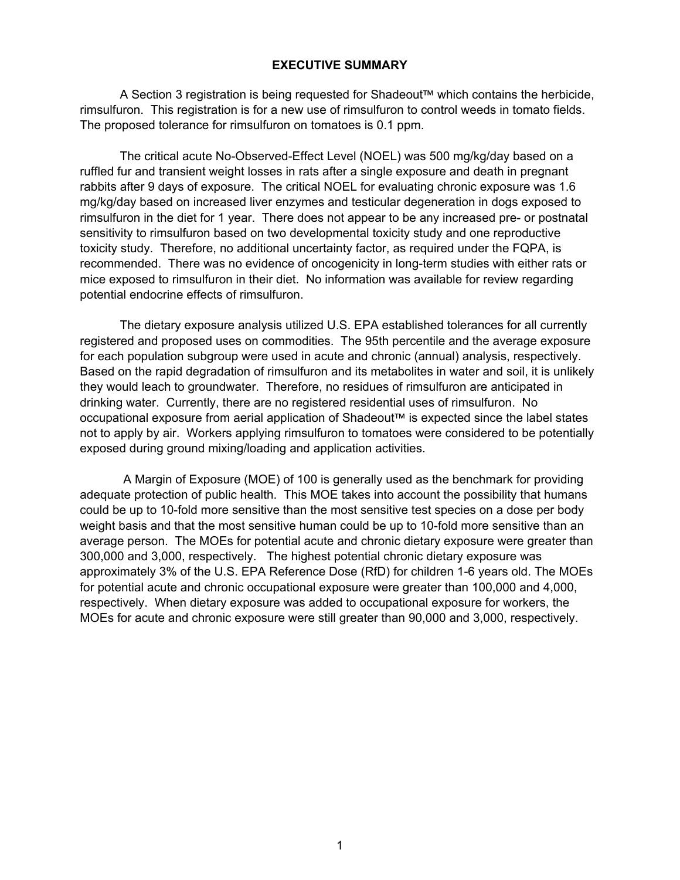## EXECUTIVE SUMMARY

A Section 3 registration is being requested for Shadeout™ which contains the herbicide, rimsulfuron. This registration is for a new use of rimsulfuron to control weeds in tomato fields. The proposed tolerance for rimsulfuron on tomatoes is 0.1 ppm.

The critical acute No-Observed-Effect Level (NOEL) was 500 mg/kg/day based on a ruffled fur and transient weight losses in rats after a single exposure and death in pregnant rabbits after 9 days of exposure. The critical NOEL for evaluating chronic exposure was 1.6 mg/kg/day based on increased liver enzymes and testicular degeneration in dogs exposed to rimsulfuron in the diet for 1 year. There does not appear to be any increased pre- or postnatal sensitivity to rimsulfuron based on two developmental toxicity study and one reproductive toxicity study. Therefore, no additional uncertainty factor, as required under the FQPA, is recommended. There was no evidence of oncogenicity in long-term studies with either rats or mice exposed to rimsulfuron in their diet. No information was available for review regarding potential endocrine effects of rimsulfuron.

The dietary exposure analysis utilized U.S. EPA established tolerances for all currently registered and proposed uses on commodities. The 95th percentile and the average exposure for each population subgroup were used in acute and chronic (annual) analysis, respectively. Based on the rapid degradation of rimsulfuron and its metabolites in water and soil, it is unlikely they would leach to groundwater. Therefore, no residues of rimsulfuron are anticipated in drinking water. Currently, there are no registered residential uses of rimsulfuron. No occupational exposure from aerial application of Shadeout™ is expected since the label states not to apply by air. Workers applying rimsulfuron to tomatoes were considered to be potentially exposed during ground mixing/loading and application activities.

A Margin of Exposure (MOE) of 100 is generally used as the benchmark for providing adequate protection of public health. This MOE takes into account the possibility that humans could be up to 10-fold more sensitive than the most sensitive test species on a dose per body weight basis and that the most sensitive human could be up to 10-fold more sensitive than an average person. The MOEs for potential acute and chronic dietary exposure were greater than 300,000 and 3,000, respectively. The highest potential chronic dietary exposure was approximately 3% of the U.S. EPA Reference Dose (RfD) for children 1-6 years old. The MOEs for potential acute and chronic occupational exposure were greater than 100,000 and 4,000, respectively. When dietary exposure was added to occupational exposure for workers, the MOEs for acute and chronic exposure were still greater than 90,000 and 3,000, respectively.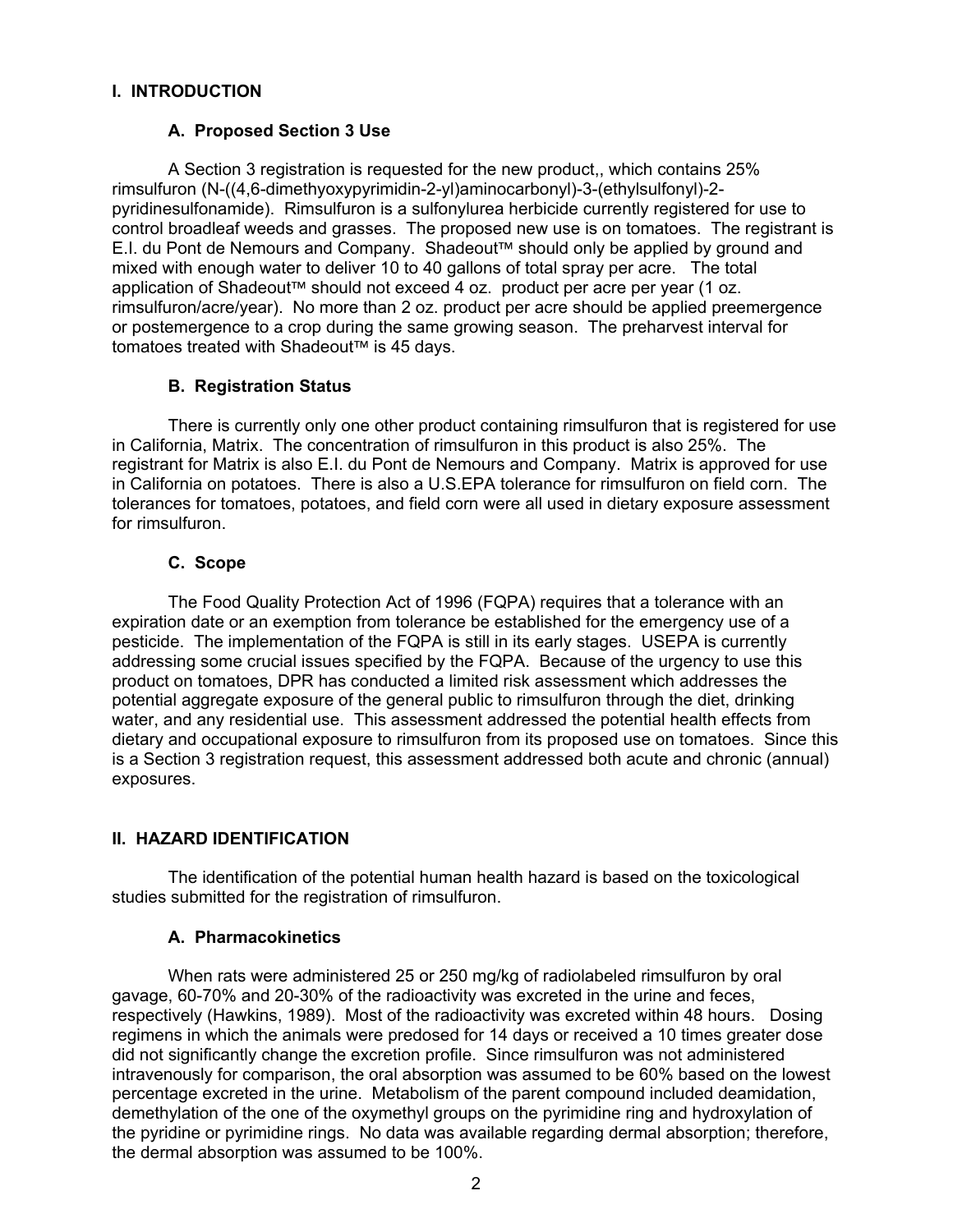## I. INTRODUCTION

### A. Proposed Section 3 Use

A Section 3 registration is requested for the new product,, which contains 25% rimsulfuron (N-((4,6-dimethyoxypyrimidin-2-yl)aminocarbonyl)-3-(ethylsulfonyl)-2-pyridinesulfonamide). Rimsulfuron is a sulfonylurea herbicide currently registered for use to control broadleaf weeds and grasses. The proposed new use is on tomatoes. The registrant is E.I. du Pont de Nemours and Company. Shadeout™ should only be applied by ground and mixed with enough water to deliver 10 to 40 gallons of total spray per acre. The total application of Shadeout™ should not exceed 4 oz. product per acre per year (1 oz. rimsulfuron/acre/year). No more than 2 oz. product per acre should be applied preemergence or postemergence to a crop during the same growing season. The preharvest interval for tomatoes treated with Shadeout™ is 45 days.

### B. Registration Status

There is currently only one other product containing rimsulfuron that is registered for use in California, Matrix. The concentration of rimsulfuron in this product is also 25%. The registrant for Matrix is also E.I. du Pont de Nemours and Company. Matrix is approved for use in California on potatoes. There is also a U.S.EPA tolerance for rimsulfuron on field corn. The tolerances for tomatoes, potatoes, and field corn were all used in dietary exposure assessment for rimsulfuron.

### C. Scope

The Food Quality Protection Act of 1996 (FQPA) requires that a tolerance with an expiration date or an exemption from tolerance be established for the emergency use of a pesticide. The implementation of the FQPA is still in its early stages. USEPA is currently addressing some crucial issues specified by the FQPA. Because of the urgency to use this product on tomatoes, DPR has conducted a limited risk assessment which addresses the potential aggregate exposure of the general public to rimsulfuron through the diet, drinking water, and any residential use. This assessment addressed the potential health effects from dietary and occupational exposure to rimsulfuron from its proposed use on tomatoes. Since this is a Section 3 registration request, this assessment addressed both acute and chronic (annual) exposures.

## II. HAZARD IDENTIFICATION

The identification of the potential human health hazard is based on the toxicological studies submitted for the registration of rimsulfuron.

### A. Pharmacokinetics

When rats were administered 25 or 250 mg/kg of radiolabeled rimsulfuron by oral gavage, 60-70% and 20-30% of the radioactivity was excreted in the urine and feces, respectively (Hawkins, 1989). Most of the radioactivity was excreted within 48 hours. Dosing regimens in which the animals were predosed for 14 days or received a 10 times greater dose did not significantly change the excretion profile. Since rimsulfuron was not administered intravenously for comparison, the oral absorption was assumed to be 60% based on the lowest percentage excreted in the urine. Metabolism of the parent compound included deamidation, demethylation of the one of the oxymethyl groups on the pyrimidine ring and hydroxylation of the pyridine or pyrimidine rings. No data was available regarding dermal absorption; therefore, the dermal absorption was assumed to be 100%.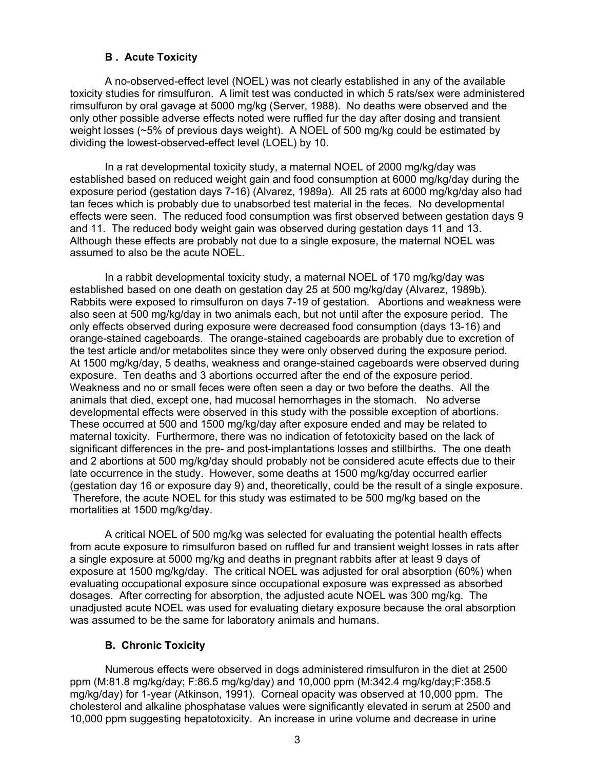### B . Acute Toxicity

A no-observed-effect level (NOEL) was not clearly established in any of the available toxicity studies for rimsulfuron. A limit test was conducted in which 5 rats/sex were administered rimsulfuron by oral gavage at 5000 mg/kg (Server, 1988). No deaths were observed and the only other possible adverse effects noted were ruffled fur the day after dosing and transient weight losses (~5% of previous days weight). A NOEL of 500 mg/kg could be estimated by dividing the lowest-observed-effect level (LOEL) by 10.

In a rat developmental toxicity study, a maternal NOEL of 2000 mg/kg/day was established based on reduced weight gain and food consumption at 6000 mg/kg/day during the exposure period (gestation days 7-16) (Alvarez, 1989a). All 25 rats at 6000 mg/kg/day also had tan feces which is probably due to unabsorbed test material in the feces. No developmental effects were seen. The reduced food consumption was first observed between gestation days 9 and 11. The reduced body weight gain was observed during gestation days 11 and 13. Although these effects are probably not due to a single exposure, the maternal NOEL was assumed to also be the acute NOEL.

In a rabbit developmental toxicity study, a maternal NOEL of 170 mg/kg/day was established based on one death on gestation day 25 at 500 mg/kg/day (Alvarez, 1989b). Rabbits were exposed to rimsulfuron on days 7-19 of gestation. Abortions and weakness were also seen at 500 mg/kg/day in two animals each, but not until after the exposure period. The only effects observed during exposure were decreased food consumption (days 13-16) and orange-stained cageboards. The orange-stained cageboards are probably due to excretion of the test article and/or metabolites since they were only observed during the exposure period. At 1500 mg/kg/day, 5 deaths, weakness and orange-stained cageboards were observed during exposure. Ten deaths and 3 abortions occurred after the end of the exposure period. Weakness and no or small feces were often seen a day or two before the deaths. All the animals that died, except one, had mucosal hemorrhages in the stomach. No adverse developmental effects were observed in this study with the possible exception of abortions. These occurred at 500 and 1500 mg/kg/day after exposure ended and may be related to maternal toxicity. Furthermore, there was no indication of fetotoxicity based on the lack of significant differences in the pre- and post-implantations losses and stillbirths. The one death and 2 abortions at 500 mg/kg/day should probably not be considered acute effects due to their late occurrence in the study. However, some deaths at 1500 mg/kg/day occurred earlier (gestation day 16 or exposure day 9) and, theoretically, could be the result of a single exposure. Therefore, the acute NOEL for this study was estimated to be 500 mg/kg based on the mortalities at 1500 mg/kg/day.

A critical NOEL of 500 mg/kg was selected for evaluating the potential health effects from acute exposure to rimsulfuron based on ruffled fur and transient weight losses in rats after a single exposure at 5000 mg/kg and deaths in pregnant rabbits after at least 9 days of exposure at 1500 mg/kg/day. The critical NOEL was adjusted for oral absorption (60%) when evaluating occupational exposure since occupational exposure was expressed as absorbed dosages. After correcting for absorption, the adjusted acute NOEL was 300 mg/kg. The unadjusted acute NOEL was used for evaluating dietary exposure because the oral absorption was assumed to be the same for laboratory animals and humans.

### B. Chronic Toxicity

Numerous effects were observed in dogs administered rimsulfuron in the diet at 2500 ppm (M:81.8 mg/kg/day; F:86.5 mg/kg/day) and 10,000 ppm (M:342.4 mg/kg/day;F:358.5 mg/kg/day) for 1-year (Atkinson, 1991). Corneal opacity was observed at 10,000 ppm. The cholesterol and alkaline phosphatase values were significantly elevated in serum at 2500 and 10,000 ppm suggesting hepatotoxicity. An increase in urine volume and decrease in urine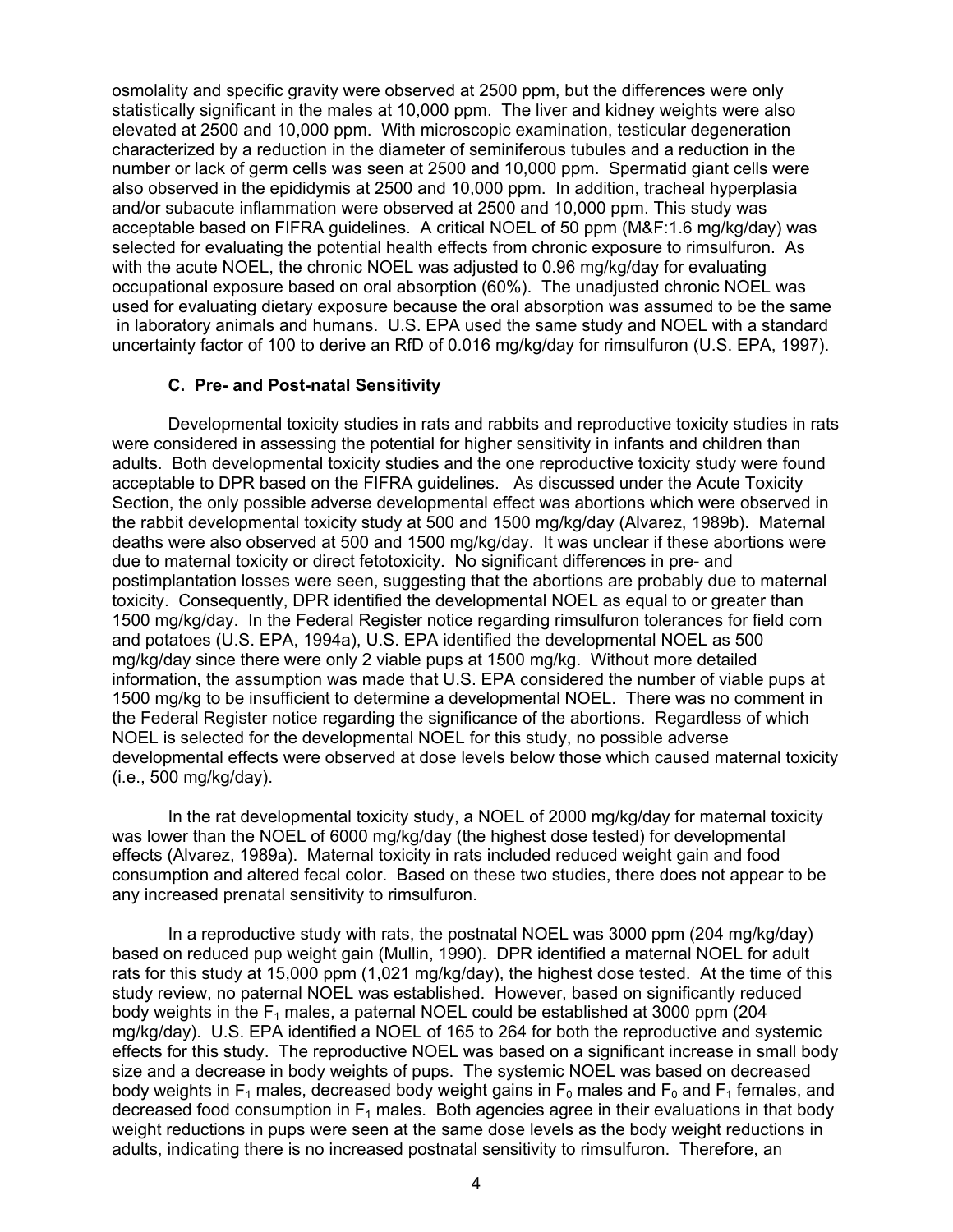osmolality and specific gravity were observed at 2500 ppm, but the differences were only statistically significant in the males at 10,000 ppm. The liver and kidney weights were also elevated at 2500 and 10,000 ppm. With microscopic examination, testicular degeneration characterized by a reduction in the diameter of seminiferous tubules and a reduction in the number or lack of germ cells was seen at 2500 and 10,000 ppm. Spermatid giant cells were also observed in the epididymis at 2500 and 10,000 ppm. In addition, tracheal hyperplasia and/or subacute inflammation were observed at 2500 and 10,000 ppm. This study was acceptable based on FIFRA guidelines. A critical NOEL of 50 ppm (M&F:1.6 mg/kg/day) was selected for evaluating the potential health effects from chronic exposure to rimsulfuron. As with the acute NOEL, the chronic NOEL was adjusted to 0.96 mg/kg/day for evaluating occupational exposure based on oral absorption (60%). The unadjusted chronic NOEL was used for evaluating dietary exposure because the oral absorption was assumed to be the same in laboratory animals and humans. U.S. EPA used the same study and NOEL with a standard uncertainty factor of 100 to derive an RfD of 0.016 mg/kg/day for rimsulfuron (U.S. EPA, 1997).

### C. Pre- and Post-natal Sensitivity

Developmental toxicity studies in rats and rabbits and reproductive toxicity studies in rats were considered in assessing the potential for higher sensitivity in infants and children than adults. Both developmental toxicity studies and the one reproductive toxicity study were found acceptable to DPR based on the FIFRA guidelines. As discussed under the Acute Toxicity Section, the only possible adverse developmental effect was abortions which were observed in the rabbit developmental toxicity study at 500 and 1500 mg/kg/day (Alvarez, 1989b). Maternal deaths were also observed at 500 and 1500 mg/kg/day. It was unclear if these abortions were due to maternal toxicity or direct fetotoxicity. No significant differences in pre- and postimplantation losses were seen, suggesting that the abortions are probably due to maternal toxicity. Consequently, DPR identified the developmental NOEL as equal to or greater than 1500 mg/kg/day. In the Federal Register notice regarding rimsulfuron tolerances for field corn and potatoes (U.S. EPA, 1994a), U.S. EPA identified the developmental NOEL as 500 mg/kg/day since there were only 2 viable pups at 1500 mg/kg. Without more detailed information, the assumption was made that U.S. EPA considered the number of viable pups at 1500 mg/kg to be insufficient to determine a developmental NOEL. There was no comment in the Federal Register notice regarding the significance of the abortions. Regardless of which NOEL is selected for the developmental NOEL for this study, no possible adverse developmental effects were observed at dose levels below those which caused maternal toxicity (i.e., 500 mg/kg/day).

In the rat developmental toxicity study, a NOEL of 2000 mg/kg/day for maternal toxicity was lower than the NOEL of 6000 mg/kg/day (the highest dose tested) for developmental effects (Alvarez, 1989a). Maternal toxicity in rats included reduced weight gain and food consumption and altered fecal color. Based on these two studies, there does not appear to be any increased prenatal sensitivity to rimsulfuron.

In a reproductive study with rats, the postnatal NOEL was 3000 ppm (204 mg/kg/day) based on reduced pup weight gain (Mullin, 1990). DPR identified a maternal NOEL for adult rats for this study at 15,000 ppm (1,021 mg/kg/day), the highest dose tested. At the time of this study review, no paternal NOEL was established. However, based on significantly reduced body weights in the $F_1$ males, a paternal NOEL could be established at 3000 ppm (204 mg/kg/day). U.S. EPA identified a NOEL of 165 to 264 for both the reproductive and systemic effects for this study. The reproductive NOEL was based on a significant increase in small body size and a decrease in body weights of pups. The systemic NOEL was based on decreased body weights in $F_1$ males, decreased body weight gains in $F_0$ males and $F_0$ and $F_1$ females, and decreased food consumption in $F_1$ males. Both agencies agree in their evaluations in that body weight reductions in pups were seen at the same dose levels as the body weight reductions in adults, indicating there is no increased postnatal sensitivity to rimsulfuron. Therefore, an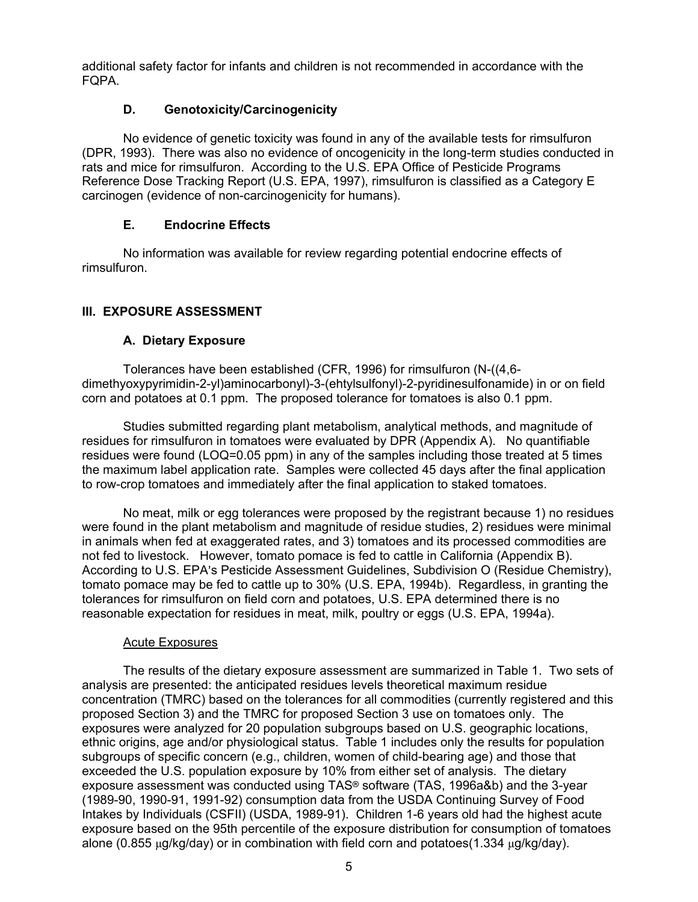additional safety factor for infants and children is not recommended in accordance with the FQPA.

### D. Genotoxicity/Carcinogenicity

No evidence of genetic toxicity was found in any of the available tests for rimsulfuron (DPR, 1993). There was also no evidence of oncogenicity in the long-term studies conducted in rats and mice for rimsulfuron. According to the U.S. EPA Office of Pesticide Programs Reference Dose Tracking Report (U.S. EPA, 1997), rimsulfuron is classified as a Category E carcinogen (evidence of non-carcinogenicity for humans).

### E. Endocrine Effects

No information was available for review regarding potential endocrine effects of rimsulfuron.

## III. EXPOSURE ASSESSMENT

### A. Dietary Exposure

Tolerances have been established (CFR, 1996) for rimsulfuron (N-((4,6-dimethyoxypyrimidin-2-yl)aminocarbonyl)-3-(ehtylsulfonyl)-2-pyridinesulfonamide) in or on field corn and potatoes at 0.1 ppm. The proposed tolerance for tomatoes is also 0.1 ppm.

Studies submitted regarding plant metabolism, analytical methods, and magnitude of residues for rimsulfuron in tomatoes were evaluated by DPR (Appendix A). No quantifiable residues were found (LOQ=0.05 ppm) in any of the samples including those treated at 5 times the maximum label application rate. Samples were collected 45 days after the final application to row-crop tomatoes and immediately after the final application to staked tomatoes.

No meat, milk or egg tolerances were proposed by the registrant because 1) no residues were found in the plant metabolism and magnitude of residue studies, 2) residues were minimal in animals when fed at exaggerated rates, and 3) tomatoes and its processed commodities are not fed to livestock. However, tomato pomace is fed to cattle in California (Appendix B). According to U.S. EPA's Pesticide Assessment Guidelines, Subdivision O (Residue Chemistry), tomato pomace may be fed to cattle up to 30% (U.S. EPA, 1994b). Regardless, in granting the tolerances for rimsulfuron on field corn and potatoes, U.S. EPA determined there is no reasonable expectation for residues in meat, milk, poultry or eggs (U.S. EPA, 1994a).

<u>Acute Exposures</u>

The results of the dietary exposure assessment are summarized in Table 1. Two sets of analysis are presented: the anticipated residues levels theoretical maximum residue concentration (TMRC) based on the tolerances for all commodities (currently registered and this proposed Section 3) and the TMRC for proposed Section 3 use on tomatoes only. The exposures were analyzed for 20 population subgroups based on U.S. geographic locations, ethnic origins, age and/or physiological status. Table 1 includes only the results for population subgroups of specific concern (e.g., children, women of child-bearing age) and those that exceeded the U.S. population exposure by 10% from either set of analysis. The dietary exposure assessment was conducted using TAS® software (TAS, 1996a&b) and the 3-year (1989-90, 1990-91, 1991-92) consumption data from the USDA Continuing Survey of Food Intakes by Individuals (CSFII) (USDA, 1989-91). Children 1-6 years old had the highest acute exposure based on the 95th percentile of the exposure distribution for consumption of tomatoes alone (0.855 μg/kg/day) or in combination with field corn and potatoes(1.334 μg/kg/day).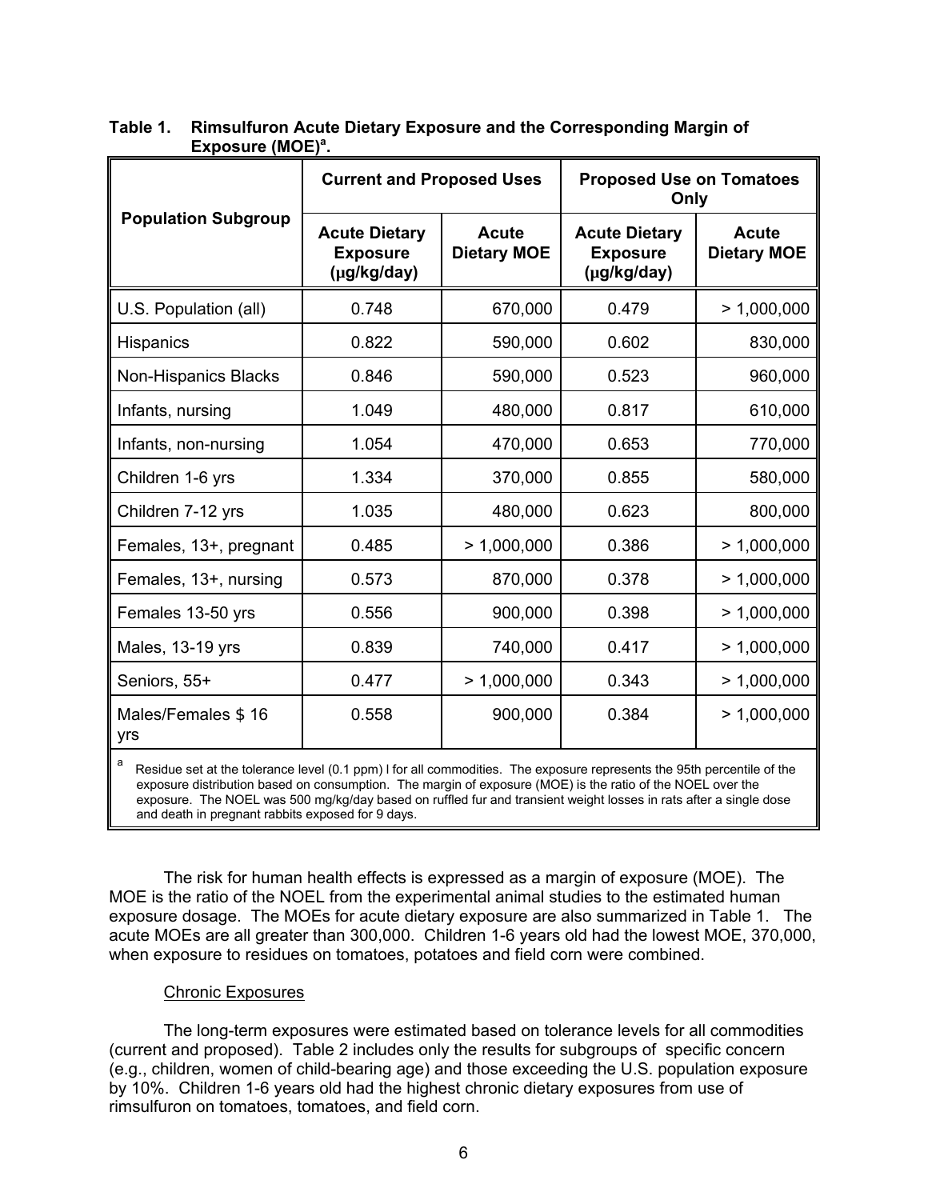**Table 1. Rimsulfuron Acute Dietary Exposure and the Corresponding Margin of Exposure (MOE)[a].**

| Population Subgroup | Current and Proposed Uses | | Proposed Use on Tomatoes Only | |
|---|---|---|---|---|
| | Acute Dietary Exposure (μg/kg/day) | Acute Dietary MOE | Acute Dietary Exposure (μg/kg/day) | Acute Dietary MOE |
| U.S. Population (all) | 0.748 | 670,000 | 0.479 | > 1,000,000 |
| Hispanics | 0.822 | 590,000 | 0.602 | 830,000 |
| Non-Hispanics Blacks | 0.846 | 590,000 | 0.523 | 960,000 |
| Infants, nursing | 1.049 | 480,000 | 0.817 | 610,000 |
| Infants, non-nursing | 1.054 | 470,000 | 0.653 | 770,000 |
| Children 1-6 yrs | 1.334 | 370,000 | 0.855 | 580,000 |
| Children 7-12 yrs | 1.035 | 480,000 | 0.623 | 800,000 |
| Females, 13+, pregnant | 0.485 | > 1,000,000 | 0.386 | > 1,000,000 |
| Females, 13+, nursing | 0.573 | 870,000 | 0.378 | > 1,000,000 |
| Females 13-50 yrs | 0.556 | 900,000 | 0.398 | > 1,000,000 |
| Males, 13-19 yrs | 0.839 | 740,000 | 0.417 | > 1,000,000 |
| Seniors, 55+ | 0.477 | > 1,000,000 | 0.343 | > 1,000,000 |
| Males/Females $ 16 yrs | 0.558 | 900,000 | 0.384 | > 1,000,000 |

[a] Residue set at the tolerance level (0.1 ppm) l for all commodities. The exposure represents the 95th percentile of the exposure distribution based on consumption. The margin of exposure (MOE) is the ratio of the NOEL over the exposure. The NOEL was 500 mg/kg/day based on ruffled fur and transient weight losses in rats after a single dose and death in pregnant rabbits exposed for 9 days.

The risk for human health effects is expressed as a margin of exposure (MOE). The MOE is the ratio of the NOEL from the experimental animal studies to the estimated human exposure dosage. The MOEs for acute dietary exposure are also summarized in Table 1. The acute MOEs are all greater than 300,000. Children 1-6 years old had the lowest MOE, 370,000, when exposure to residues on tomatoes, potatoes and field corn were combined.

Chronic Exposures

The long-term exposures were estimated based on tolerance levels for all commodities (current and proposed). Table 2 includes only the results for subgroups of specific concern (e.g., children, women of child-bearing age) and those exceeding the U.S. population exposure by 10%. Children 1-6 years old had the highest chronic dietary exposures from use of rimsulfuron on tomatoes, tomatoes, and field corn.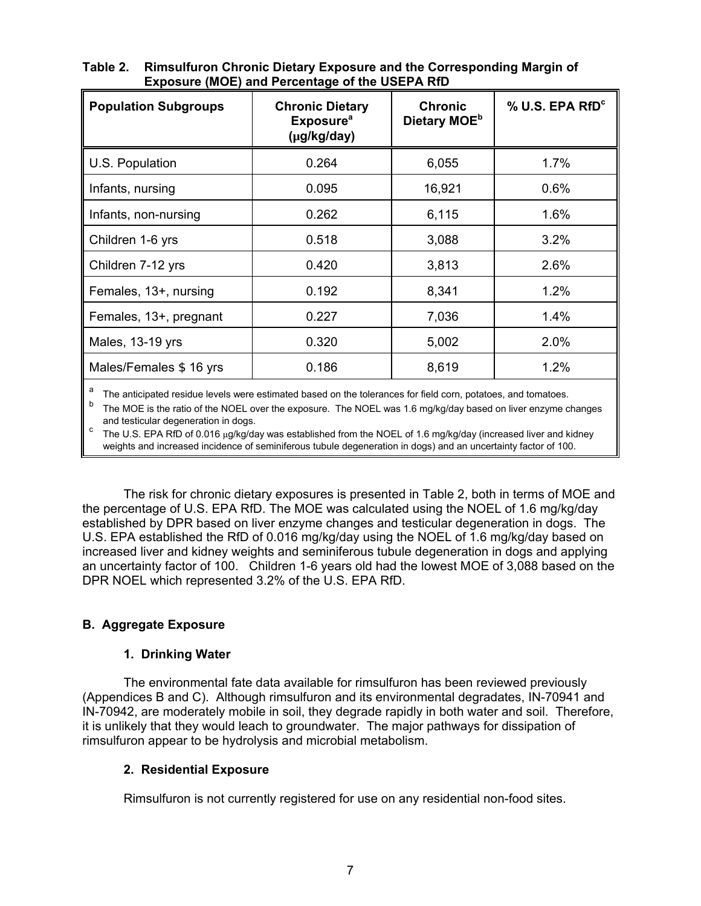**Table 2. Rimsulfuron Chronic Dietary Exposure and the Corresponding Margin of Exposure (MOE) and Percentage of the USEPA RfD**

| Population Subgroups | Chronic Dietary Exposure[a] (μg/kg/day) | Chronic Dietary MOE[b] | % U.S. EPA RfD[c] |
|---|---|---|---|
| U.S. Population | 0.264 | 6,055 | 1.7% |
| Infants, nursing | 0.095 | 16,921 | 0.6% |
| Infants, non-nursing | 0.262 | 6,115 | 1.6% |
| Children 1-6 yrs | 0.518 | 3,088 | 3.2% |
| Children 7-12 yrs | 0.420 | 3,813 | 2.6% |
| Females, 13+, nursing | 0.192 | 8,341 | 1.2% |
| Females, 13+, pregnant | 0.227 | 7,036 | 1.4% |
| Males, 13-19 yrs | 0.320 | 5,002 | 2.0% |
| Males/Females $ 16 yrs | 0.186 | 8,619 | 1.2% |

[a] The anticipated residue levels were estimated based on the tolerances for field corn, potatoes, and tomatoes.
[b] The MOE is the ratio of the NOEL over the exposure. The NOEL was 1.6 mg/kg/day based on liver enzyme changes and testicular degeneration in dogs.
[c] The U.S. EPA RfD of 0.016 μg/kg/day was established from the NOEL of 1.6 mg/kg/day (increased liver and kidney weights and increased incidence of seminiferous tubule degeneration in dogs) and an uncertainty factor of 100.

The risk for chronic dietary exposures is presented in Table 2, both in terms of MOE and the percentage of U.S. EPA RfD. The MOE was calculated using the NOEL of 1.6 mg/kg/day established by DPR based on liver enzyme changes and testicular degeneration in dogs. The U.S. EPA established the RfD of 0.016 mg/kg/day using the NOEL of 1.6 mg/kg/day based on increased liver and kidney weights and seminiferous tubule degeneration in dogs and applying an uncertainty factor of 100. Children 1-6 years old had the lowest MOE of 3,088 based on the DPR NOEL which represented 3.2% of the U.S. EPA RfD.

### B. Aggregate Exposure

#### 1. Drinking Water

The environmental fate data available for rimsulfuron has been reviewed previously (Appendices B and C). Although rimsulfuron and its environmental degradates, IN-70941 and IN-70942, are moderately mobile in soil, they degrade rapidly in both water and soil. Therefore, it is unlikely that they would leach to groundwater. The major pathways for dissipation of rimsulfuron appear to be hydrolysis and microbial metabolism.

#### 2. Residential Exposure

Rimsulfuron is not currently registered for use on any residential non-food sites.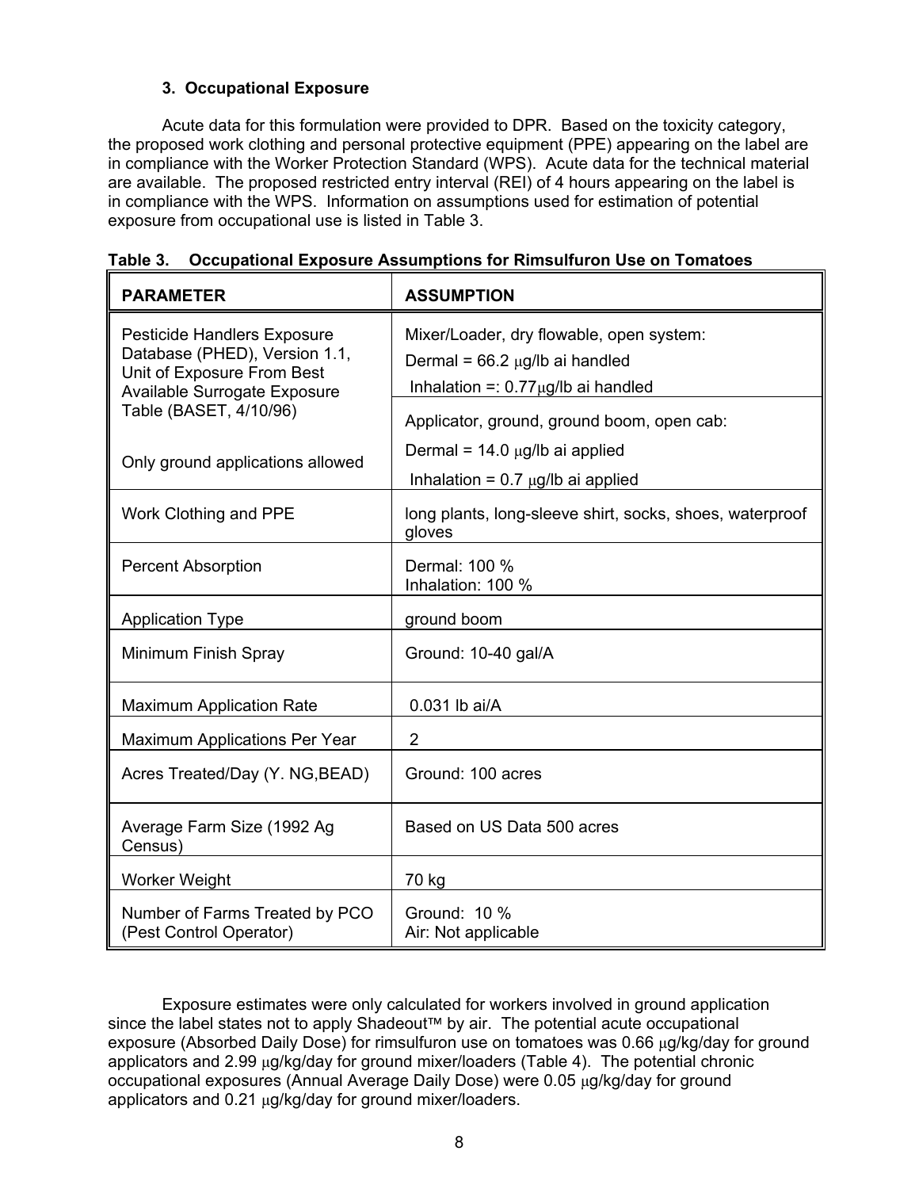### 3. Occupational Exposure

Acute data for this formulation were provided to DPR. Based on the toxicity category, the proposed work clothing and personal protective equipment (PPE) appearing on the label are in compliance with the Worker Protection Standard (WPS). Acute data for the technical material are available. The proposed restricted entry interval (REI) of 4 hours appearing on the label is in compliance with the WPS. Information on assumptions used for estimation of potential exposure from occupational use is listed in Table 3.

**Table 3. Occupational Exposure Assumptions for Rimsulfuron Use on Tomatoes**

| PARAMETER | ASSUMPTION |
|---|---|
| Pesticide Handlers Exposure Database (PHED), Version 1.1, Unit of Exposure From Best Available Surrogate Exposure Table (BASET, 4/10/96)<br><br>Only ground applications allowed | Mixer/Loader, dry flowable, open system:<br>Dermal = 66.2 μg/lb ai handled<br>Inhalation =: 0.77μg/lb ai handled |
| | Applicator, ground, ground boom, open cab:<br>Dermal = 14.0 μg/lb ai applied<br>Inhalation = 0.7 μg/lb ai applied |
| Work Clothing and PPE | long plants, long-sleeve shirt, socks, shoes, waterproof gloves |
| Percent Absorption | Dermal: 100 %<br>Inhalation: 100 % |
| Application Type | ground boom |
| Minimum Finish Spray | Ground: 10-40 gal/A |
| Maximum Application Rate | 0.031 lb ai/A |
| Maximum Applications Per Year | 2 |
| Acres Treated/Day (Y. NG,BEAD) | Ground: 100 acres |
| Average Farm Size (1992 Ag Census) | Based on US Data 500 acres |
| Worker Weight | 70 kg |
| Number of Farms Treated by PCO (Pest Control Operator) | Ground: 10 %<br>Air: Not applicable |

Exposure estimates were only calculated for workers involved in ground application since the label states not to apply Shadeout™ by air. The potential acute occupational exposure (Absorbed Daily Dose) for rimsulfuron use on tomatoes was 0.66 μg/kg/day for ground applicators and 2.99 μg/kg/day for ground mixer/loaders (Table 4). The potential chronic occupational exposures (Annual Average Daily Dose) were 0.05 μg/kg/day for ground applicators and 0.21 μg/kg/day for ground mixer/loaders.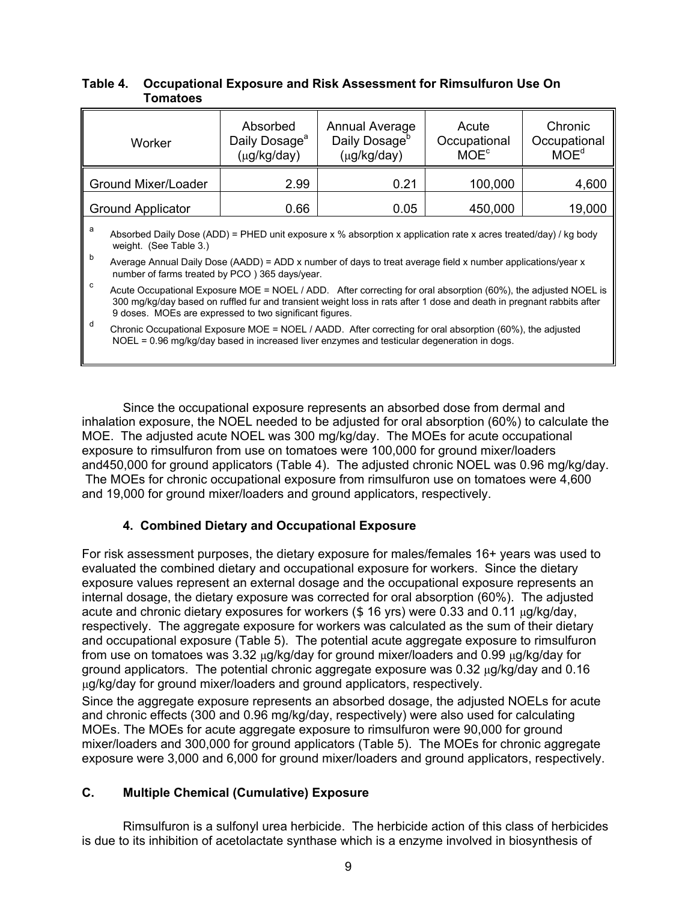**Table 4. Occupational Exposure and Risk Assessment for Rimsulfuron Use On Tomatoes**

| Worker | Absorbed Daily Dosage[a] (μg/kg/day) | Annual Average Daily Dosage[b] (μg/kg/day) | Acute Occupational MOE[c] | Chronic Occupational MOE[d] |
|---|---|---|---|---|
| Ground Mixer/Loader | 2.99 | 0.21 | 100,000 | 4,600 |
| Ground Applicator | 0.66 | 0.05 | 450,000 | 19,000 |

[a] Absorbed Daily Dose (ADD) = PHED unit exposure x % absorption x application rate x acres treated/day) / kg body weight. (See Table 3.)

[b] Average Annual Daily Dose (AADD) = ADD x number of days to treat average field x number applications/year x number of farms treated by PCO ) 365 days/year.

[c] Acute Occupational Exposure MOE = NOEL / ADD. After correcting for oral absorption (60%), the adjusted NOEL is 300 mg/kg/day based on ruffled fur and transient weight loss in rats after 1 dose and death in pregnant rabbits after 9 doses. MOEs are expressed to two significant figures.

[d] Chronic Occupational Exposure MOE = NOEL / AADD. After correcting for oral absorption (60%), the adjusted NOEL = 0.96 mg/kg/day based in increased liver enzymes and testicular degeneration in dogs.

Since the occupational exposure represents an absorbed dose from dermal and inhalation exposure, the NOEL needed to be adjusted for oral absorption (60%) to calculate the MOE. The adjusted acute NOEL was 300 mg/kg/day. The MOEs for acute occupational exposure to rimsulfuron from use on tomatoes were 100,000 for ground mixer/loaders and450,000 for ground applicators (Table 4). The adjusted chronic NOEL was 0.96 mg/kg/day. The MOEs for chronic occupational exposure from rimsulfuron use on tomatoes were 4,600 and 19,000 for ground mixer/loaders and ground applicators, respectively.

### 4. Combined Dietary and Occupational Exposure

For risk assessment purposes, the dietary exposure for males/females 16+ years was used to evaluated the combined dietary and occupational exposure for workers. Since the dietary exposure values represent an external dosage and the occupational exposure represents an internal dosage, the dietary exposure was corrected for oral absorption (60%). The adjusted acute and chronic dietary exposures for workers ($ 16 yrs) were 0.33 and 0.11 μg/kg/day, respectively. The aggregate exposure for workers was calculated as the sum of their dietary and occupational exposure (Table 5). The potential acute aggregate exposure to rimsulfuron from use on tomatoes was 3.32 μg/kg/day for ground mixer/loaders and 0.99 μg/kg/day for ground applicators. The potential chronic aggregate exposure was 0.32 μg/kg/day and 0.16 μg/kg/day for ground mixer/loaders and ground applicators, respectively.

Since the aggregate exposure represents an absorbed dosage, the adjusted NOELs for acute and chronic effects (300 and 0.96 mg/kg/day, respectively) were also used for calculating MOEs. The MOEs for acute aggregate exposure to rimsulfuron were 90,000 for ground mixer/loaders and 300,000 for ground applicators (Table 5). The MOEs for chronic aggregate exposure were 3,000 and 6,000 for ground mixer/loaders and ground applicators, respectively.

## C. Multiple Chemical (Cumulative) Exposure

Rimsulfuron is a sulfonyl urea herbicide. The herbicide action of this class of herbicides is due to its inhibition of acetolactate synthase which is a enzyme involved in biosynthesis of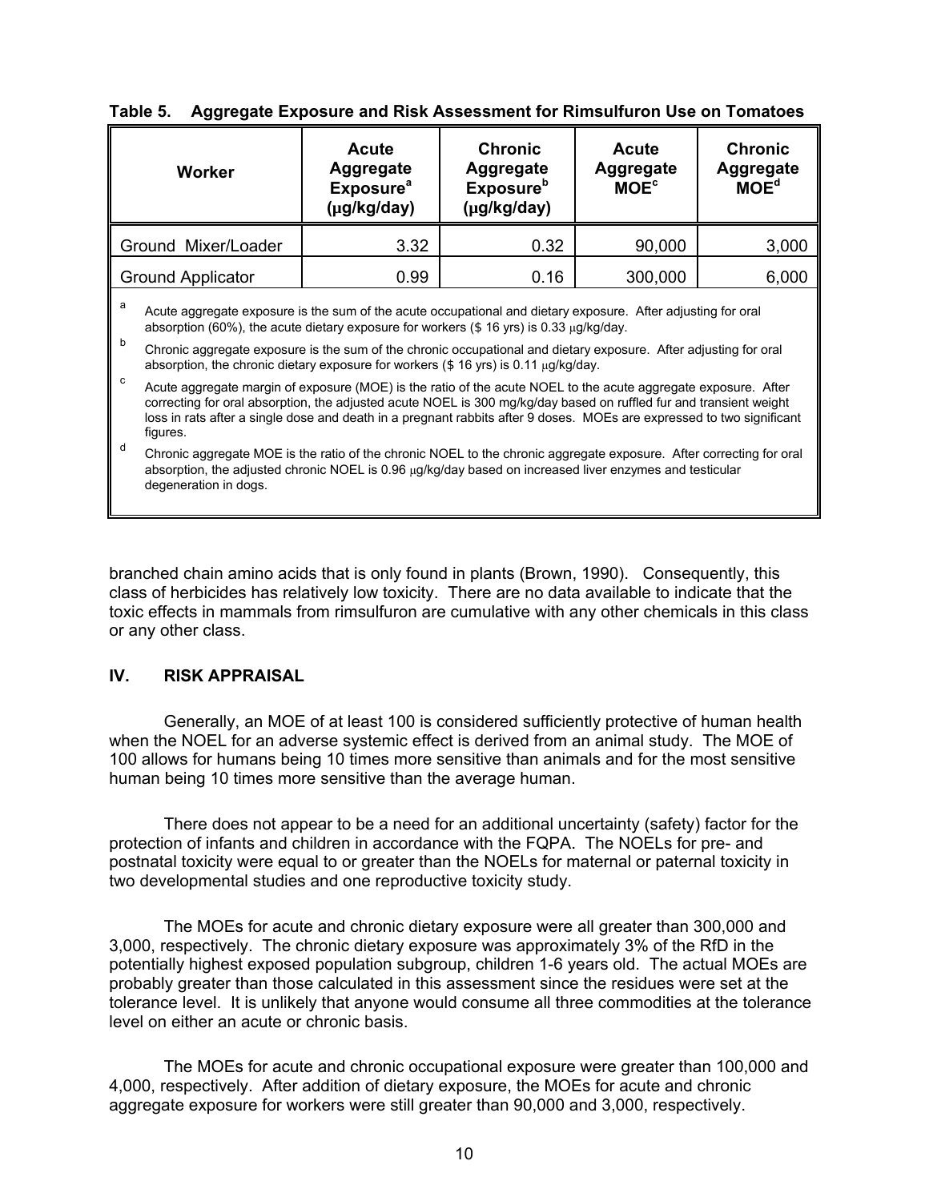**Table 5. Aggregate Exposure and Risk Assessment for Rimsulfuron Use on Tomatoes**

| Worker | Acute Aggregate Exposure[a] (µg/kg/day) | Chronic Aggregate Exposure[b] (µg/kg/day) | Acute Aggregate MOE[c] | Chronic Aggregate MOE[d] |
| --- | --- | --- | --- | --- |
| Ground Mixer/Loader | 3.32 | 0.32 | 90,000 | 3,000 |
| Ground Applicator | 0.99 | 0.16 | 300,000 | 6,000 |

[a] Acute aggregate exposure is the sum of the acute occupational and dietary exposure. After adjusting for oral absorption (60%), the acute dietary exposure for workers ($ 16 yrs) is 0.33 µg/kg/day.

[b] Chronic aggregate exposure is the sum of the chronic occupational and dietary exposure. After adjusting for oral absorption, the chronic dietary exposure for workers ($ 16 yrs) is 0.11 µg/kg/day.

[c] Acute aggregate margin of exposure (MOE) is the ratio of the acute NOEL to the acute aggregate exposure. After correcting for oral absorption, the adjusted acute NOEL is 300 mg/kg/day based on ruffled fur and transient weight loss in rats after a single dose and death in a pregnant rabbits after 9 doses. MOEs are expressed to two significant figures.

[d] Chronic aggregate MOE is the ratio of the chronic NOEL to the chronic aggregate exposure. After correcting for oral absorption, the adjusted chronic NOEL is 0.96 µg/kg/day based on increased liver enzymes and testicular degeneration in dogs.

branched chain amino acids that is only found in plants (Brown, 1990). Consequently, this class of herbicides has relatively low toxicity. There are no data available to indicate that the toxic effects in mammals from rimsulfuron are cumulative with any other chemicals in this class or any other class.

## IV. RISK APPRAISAL

Generally, an MOE of at least 100 is considered sufficiently protective of human health when the NOEL for an adverse systemic effect is derived from an animal study. The MOE of 100 allows for humans being 10 times more sensitive than animals and for the most sensitive human being 10 times more sensitive than the average human.

There does not appear to be a need for an additional uncertainty (safety) factor for the protection of infants and children in accordance with the FQPA. The NOELs for pre- and postnatal toxicity were equal to or greater than the NOELs for maternal or paternal toxicity in two developmental studies and one reproductive toxicity study.

The MOEs for acute and chronic dietary exposure were all greater than 300,000 and 3,000, respectively. The chronic dietary exposure was approximately 3% of the RfD in the potentially highest exposed population subgroup, children 1-6 years old. The actual MOEs are probably greater than those calculated in this assessment since the residues were set at the tolerance level. It is unlikely that anyone would consume all three commodities at the tolerance level on either an acute or chronic basis.

The MOEs for acute and chronic occupational exposure were greater than 100,000 and 4,000, respectively. After addition of dietary exposure, the MOEs for acute and chronic aggregate exposure for workers were still greater than 90,000 and 3,000, respectively.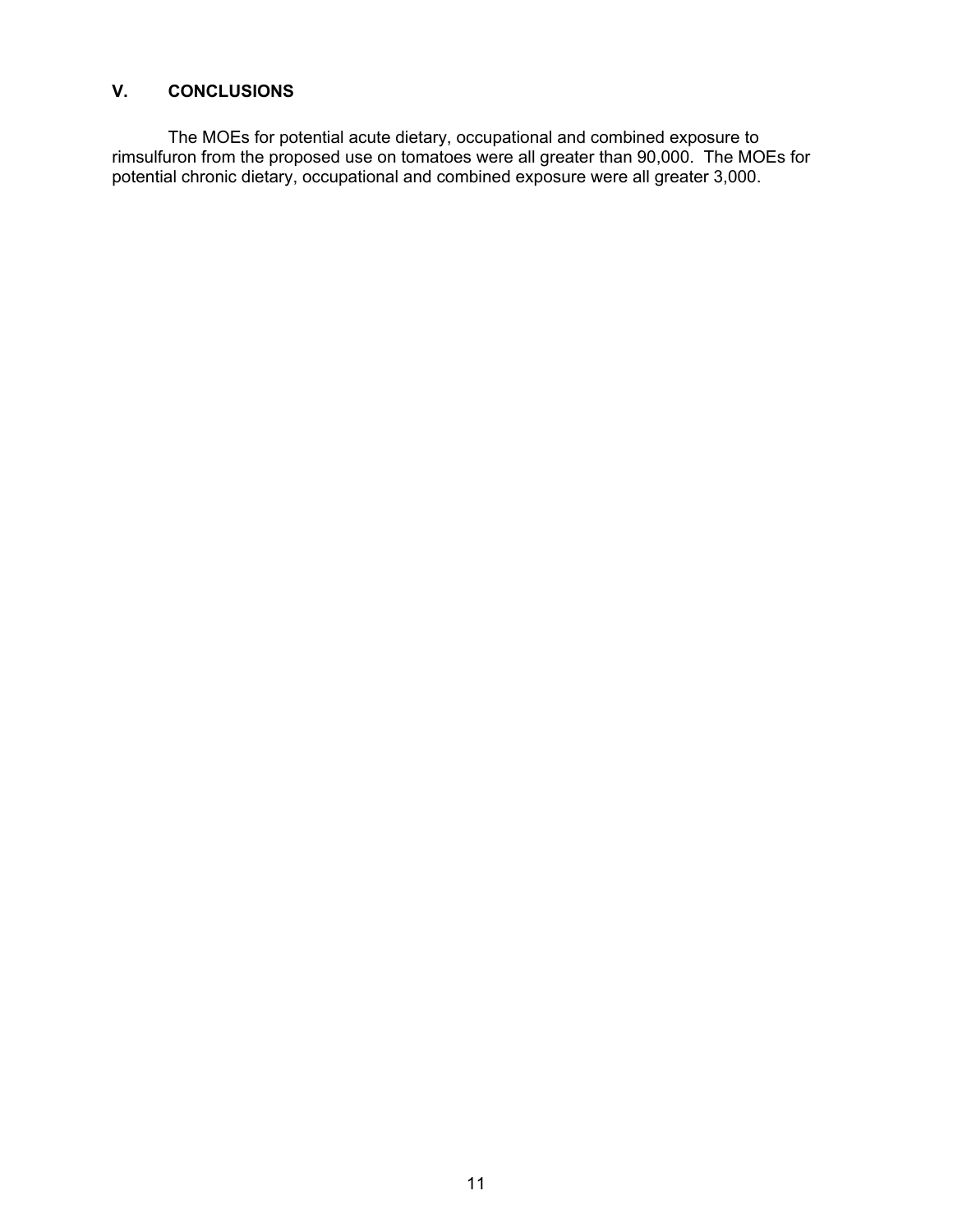## V. CONCLUSIONS

The MOEs for potential acute dietary, occupational and combined exposure to rimsulfuron from the proposed use on tomatoes were all greater than 90,000. The MOEs for potential chronic dietary, occupational and combined exposure were all greater 3,000.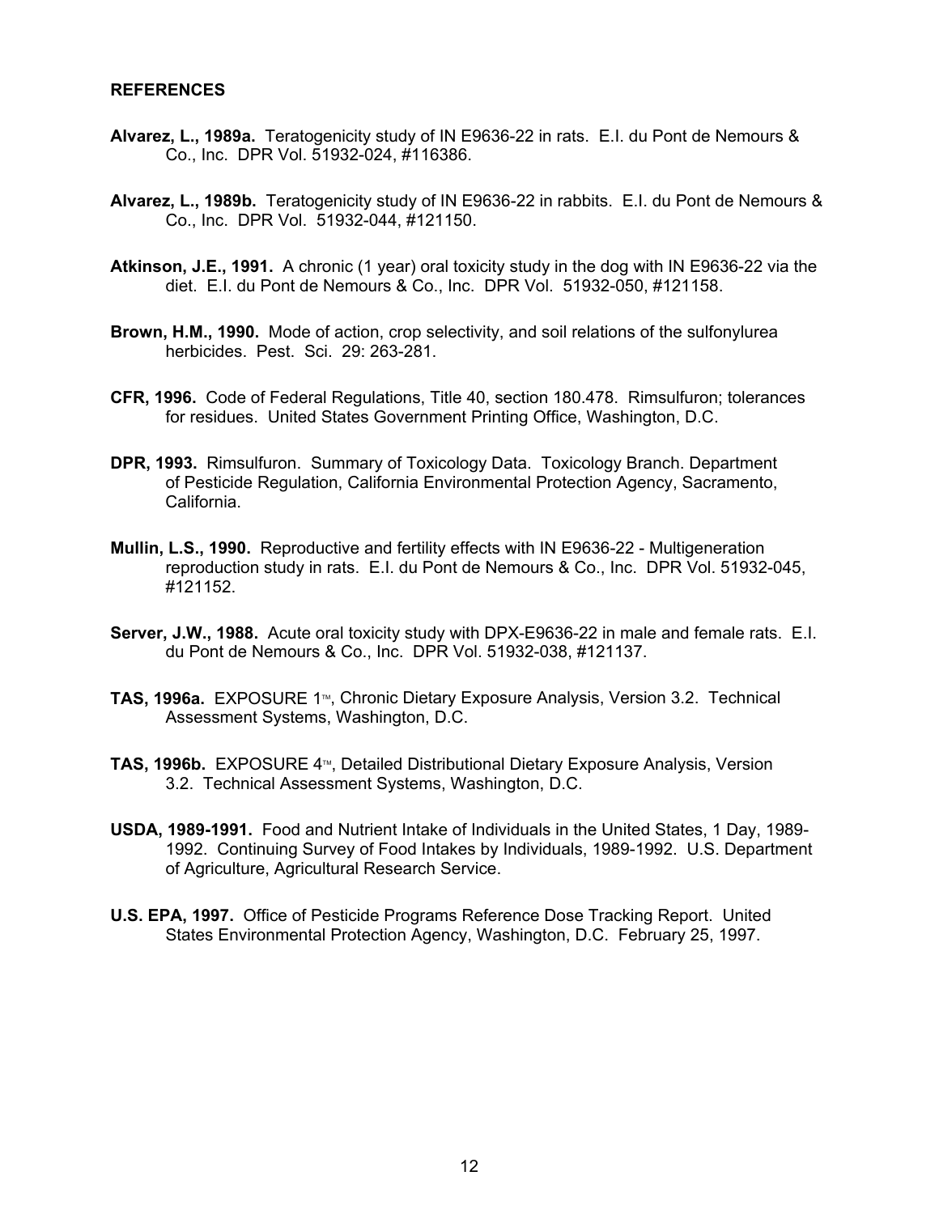## REFERENCES

**Alvarez, L., 1989a.** Teratogenicity study of IN E9636-22 in rats. E.I. du Pont de Nemours & Co., Inc. DPR Vol. 51932-024, #116386.

**Alvarez, L., 1989b.** Teratogenicity study of IN E9636-22 in rabbits. E.I. du Pont de Nemours & Co., Inc. DPR Vol. 51932-044, #121150.

**Atkinson, J.E., 1991.** A chronic (1 year) oral toxicity study in the dog with IN E9636-22 via the diet. E.I. du Pont de Nemours & Co., Inc. DPR Vol. 51932-050, #121158.

**Brown, H.M., 1990.** Mode of action, crop selectivity, and soil relations of the sulfonylurea herbicides. Pest. Sci. 29: 263-281.

**CFR, 1996.** Code of Federal Regulations, Title 40, section 180.478. Rimsulfuron; tolerances for residues. United States Government Printing Office, Washington, D.C.

**DPR, 1993.** Rimsulfuron. Summary of Toxicology Data. Toxicology Branch. Department of Pesticide Regulation, California Environmental Protection Agency, Sacramento, California.

**Mullin, L.S., 1990.** Reproductive and fertility effects with IN E9636-22 - Multigeneration reproduction study in rats. E.I. du Pont de Nemours & Co., Inc. DPR Vol. 51932-045, #121152.

**Server, J.W., 1988.** Acute oral toxicity study with DPX-E9636-22 in male and female rats. E.I. du Pont de Nemours & Co., Inc. DPR Vol. 51932-038, #121137.

**TAS, 1996a.** EXPOSURE 1™, Chronic Dietary Exposure Analysis, Version 3.2. Technical Assessment Systems, Washington, D.C.

**TAS, 1996b.** EXPOSURE 4™, Detailed Distributional Dietary Exposure Analysis, Version 3.2. Technical Assessment Systems, Washington, D.C.

**USDA, 1989-1991.** Food and Nutrient Intake of Individuals in the United States, 1 Day, 1989-1992. Continuing Survey of Food Intakes by Individuals, 1989-1992. U.S. Department of Agriculture, Agricultural Research Service.

**U.S. EPA, 1997.** Office of Pesticide Programs Reference Dose Tracking Report. United States Environmental Protection Agency, Washington, D.C. February 25, 1997.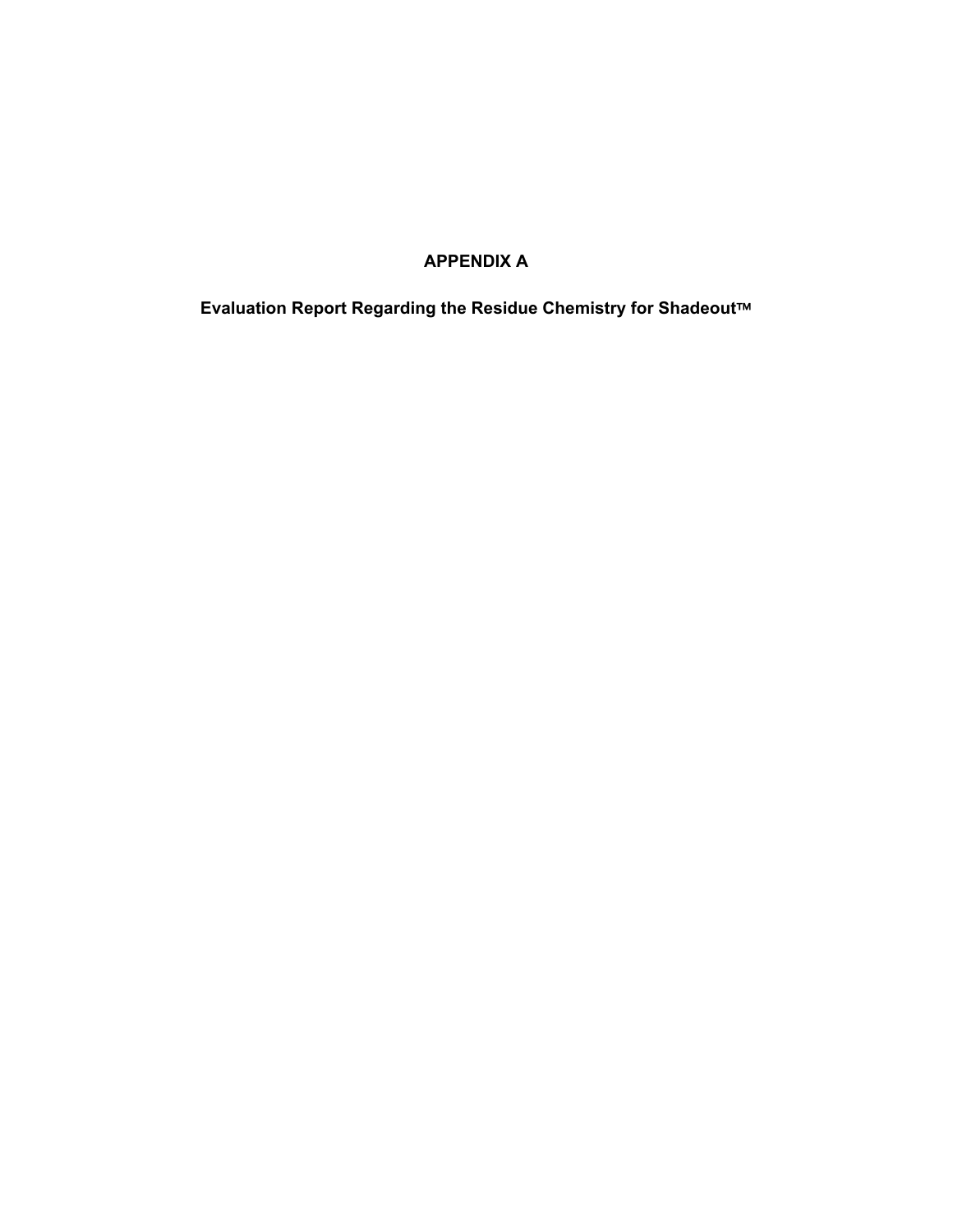# APPENDIX A

## Evaluation Report Regarding the Residue Chemistry for Shadeout™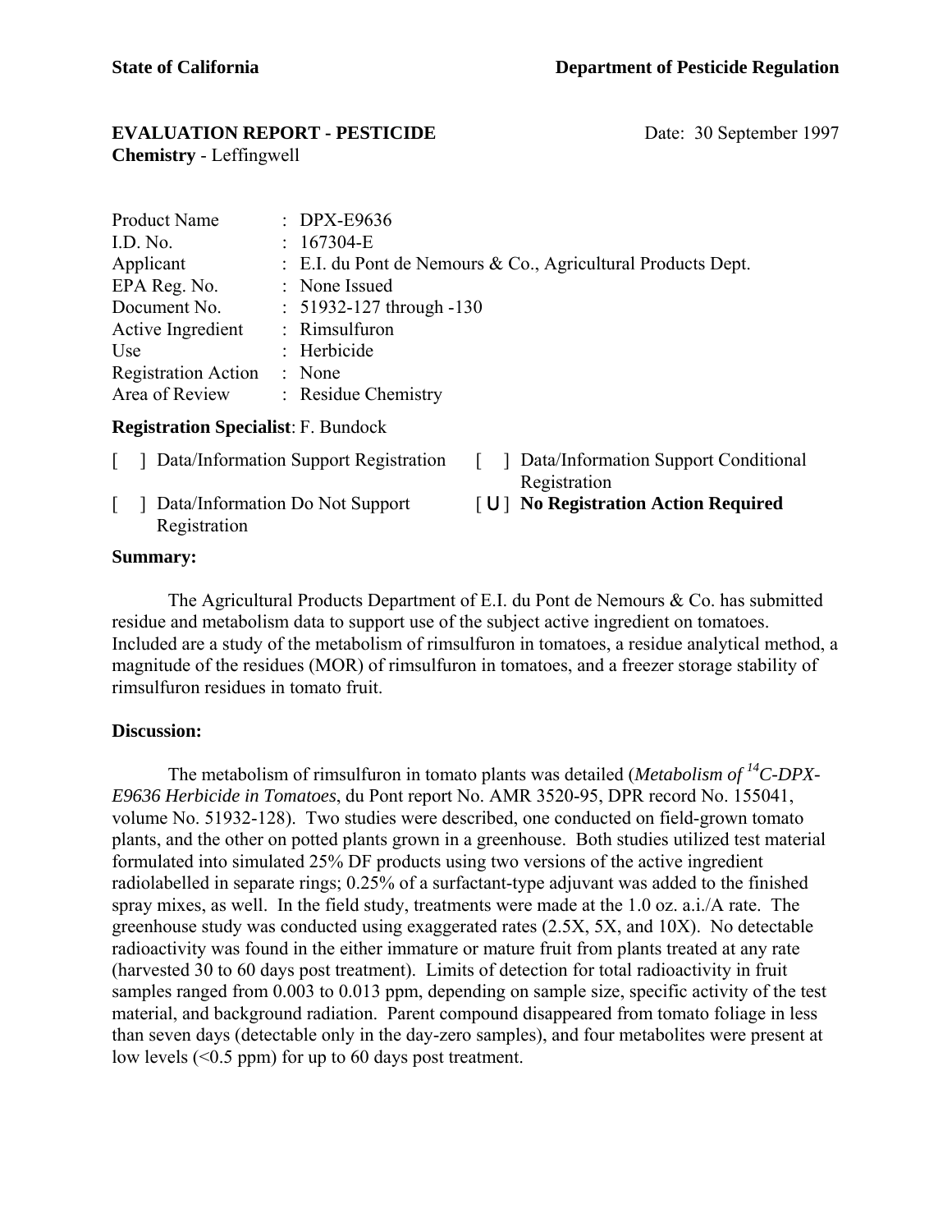**State of California** **Department of Pesticide Regulation**

**EVALUATION REPORT - PESTICIDE** Date: 30 September 1997
**Chemistry** - Leffingwell

| | |
|---|---|
| Product Name | : DPX-E9636 |
| I.D. No. | : 167304-E |
| Applicant | : E.I. du Pont de Nemours & Co., Agricultural Products Dept. |
| EPA Reg. No. | : None Issued |
| Document No. | : 51932-127 through -130 |
| Active Ingredient | : Rimsulfuron |
| Use | : Herbicide |
| Registration Action | : None |
| Area of Review | : Residue Chemistry |

**Registration Specialist**: F. Bundock

[ ] Data/Information Support Registration
[ ] Data/Information Support Conditional Registration
[ ] Data/Information Do Not Support Registration
[ U ] **No Registration Action Required**

**Summary:**

The Agricultural Products Department of E.I. du Pont de Nemours & Co. has submitted residue and metabolism data to support use of the subject active ingredient on tomatoes. Included are a study of the metabolism of rimsulfuron in tomatoes, a residue analytical method, a magnitude of the residues (MOR) of rimsulfuron in tomatoes, and a freezer storage stability of rimsulfuron residues in tomato fruit.

**Discussion:**

The metabolism of rimsulfuron in tomato plants was detailed (*Metabolism of $^{14}$C-DPX-E9636 Herbicide in Tomatoes*, du Pont report No. AMR 3520-95, DPR record No. 155041, volume No. 51932-128). Two studies were described, one conducted on field-grown tomato plants, and the other on potted plants grown in a greenhouse. Both studies utilized test material formulated into simulated 25% DF products using two versions of the active ingredient radiolabelled in separate rings; 0.25% of a surfactant-type adjuvant was added to the finished spray mixes, as well. In the field study, treatments were made at the 1.0 oz. a.i./A rate. The greenhouse study was conducted using exaggerated rates (2.5X, 5X, and 10X). No detectable radioactivity was found in the either immature or mature fruit from plants treated at any rate (harvested 30 to 60 days post treatment). Limits of detection for total radioactivity in fruit samples ranged from 0.003 to 0.013 ppm, depending on sample size, specific activity of the test material, and background radiation. Parent compound disappeared from tomato foliage in less than seven days (detectable only in the day-zero samples), and four metabolites were present at low levels (<0.5 ppm) for up to 60 days post treatment.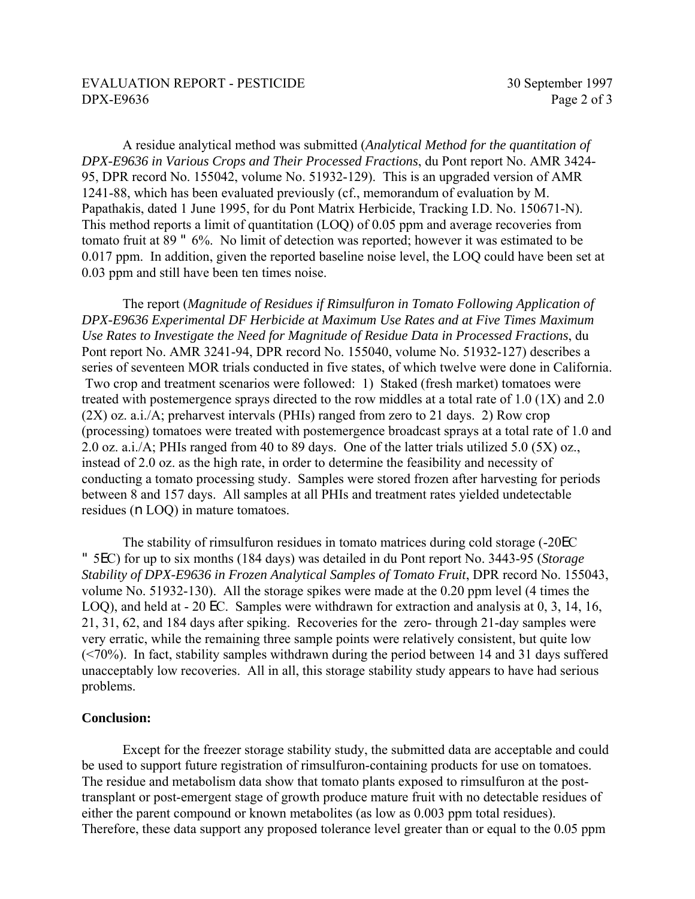A residue analytical method was submitted (*Analytical Method for the quantitation of DPX-E9636 in Various Crops and Their Processed Fractions*, du Pont report No. AMR 3424-95, DPR record No. 155042, volume No. 51932-129). This is an upgraded version of AMR 1241-88, which has been evaluated previously (cf., memorandum of evaluation by M. Papathakis, dated 1 June 1995, for du Pont Matrix Herbicide, Tracking I.D. No. 150671-N). This method reports a limit of quantitation (LOQ) of 0.05 ppm and average recoveries from tomato fruit at 89 ± 6%. No limit of detection was reported; however it was estimated to be 0.017 ppm. In addition, given the reported baseline noise level, the LOQ could have been set at 0.03 ppm and still have been ten times noise.

The report (*Magnitude of Residues if Rimsulfuron in Tomato Following Application of DPX-E9636 Experimental DF Herbicide at Maximum Use Rates and at Five Times Maximum Use Rates to Investigate the Need for Magnitude of Residue Data in Processed Fractions*, du Pont report No. AMR 3241-94, DPR record No. 155040, volume No. 51932-127) describes a series of seventeen MOR trials conducted in five states, of which twelve were done in California. Two crop and treatment scenarios were followed: 1) Staked (fresh market) tomatoes were treated with postemergence sprays directed to the row middles at a total rate of 1.0 (1X) and 2.0 (2X) oz. a.i./A; preharvest intervals (PHIs) ranged from zero to 21 days. 2) Row crop (processing) tomatoes were treated with postemergence broadcast sprays at a total rate of 1.0 and 2.0 oz. a.i./A; PHIs ranged from 40 to 89 days. One of the latter trials utilized 5.0 (5X) oz., instead of 2.0 oz. as the high rate, in order to determine the feasibility and necessity of conducting a tomato processing study. Samples were stored frozen after harvesting for periods between 8 and 157 days. All samples at all PHIs and treatment rates yielded undetectable residues (< LOQ) in mature tomatoes.

The stability of rimsulfuron residues in tomato matrices during cold storage (-20°C ± 5°C) for up to six months (184 days) was detailed in du Pont report No. 3443-95 (*Storage Stability of DPX-E9636 in Frozen Analytical Samples of Tomato Fruit*, DPR record No. 155043, volume No. 51932-130). All the storage spikes were made at the 0.20 ppm level (4 times the LOQ), and held at - 20 °C. Samples were withdrawn for extraction and analysis at 0, 3, 14, 16, 21, 31, 62, and 184 days after spiking. Recoveries for the zero- through 21-day samples were very erratic, while the remaining three sample points were relatively consistent, but quite low (<70%). In fact, stability samples withdrawn during the period between 14 and 31 days suffered unacceptably low recoveries. All in all, this storage stability study appears to have had serious problems.

**Conclusion:**

Except for the freezer storage stability study, the submitted data are acceptable and could be used to support future registration of rimsulfuron-containing products for use on tomatoes. The residue and metabolism data show that tomato plants exposed to rimsulfuron at the post-transplant or post-emergent stage of growth produce mature fruit with no detectable residues of either the parent compound or known metabolites (as low as 0.003 ppm total residues). Therefore, these data support any proposed tolerance level greater than or equal to the 0.05 ppm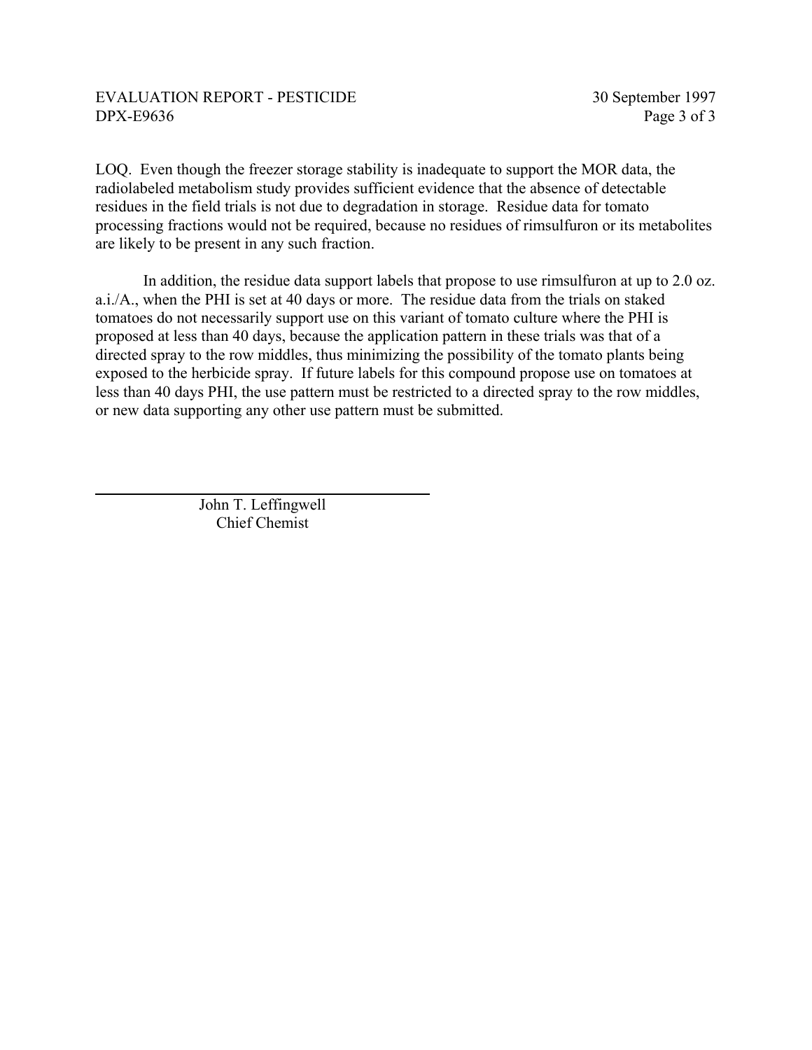LOQ. Even though the freezer storage stability is inadequate to support the MOR data, the radiolabeled metabolism study provides sufficient evidence that the absence of detectable residues in the field trials is not due to degradation in storage. Residue data for tomato processing fractions would not be required, because no residues of rimsulfuron or its metabolites are likely to be present in any such fraction.

In addition, the residue data support labels that propose to use rimsulfuron at up to 2.0 oz. a.i./A., when the PHI is set at 40 days or more. The residue data from the trials on staked tomatoes do not necessarily support use on this variant of tomato culture where the PHI is proposed at less than 40 days, because the application pattern in these trials was that of a directed spray to the row middles, thus minimizing the possibility of the tomato plants being exposed to the herbicide spray. If future labels for this compound propose use on tomatoes at less than 40 days PHI, the use pattern must be restricted to a directed spray to the row middles, or new data supporting any other use pattern must be submitted.

John T. Leffingwell
Chief Chemist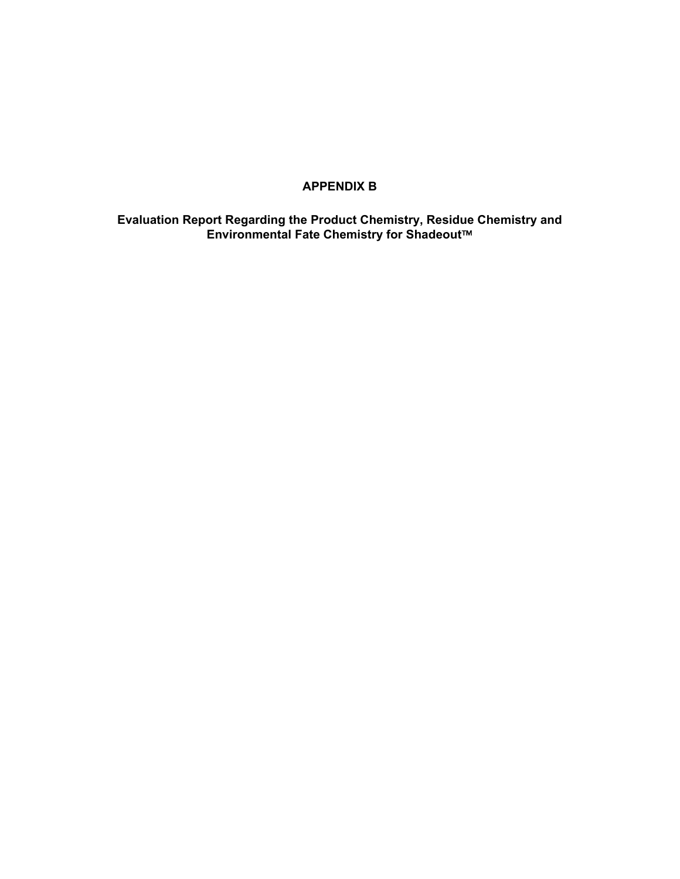# APPENDIX B

## Evaluation Report Regarding the Product Chemistry, Residue Chemistry and Environmental Fate Chemistry for Shadeout™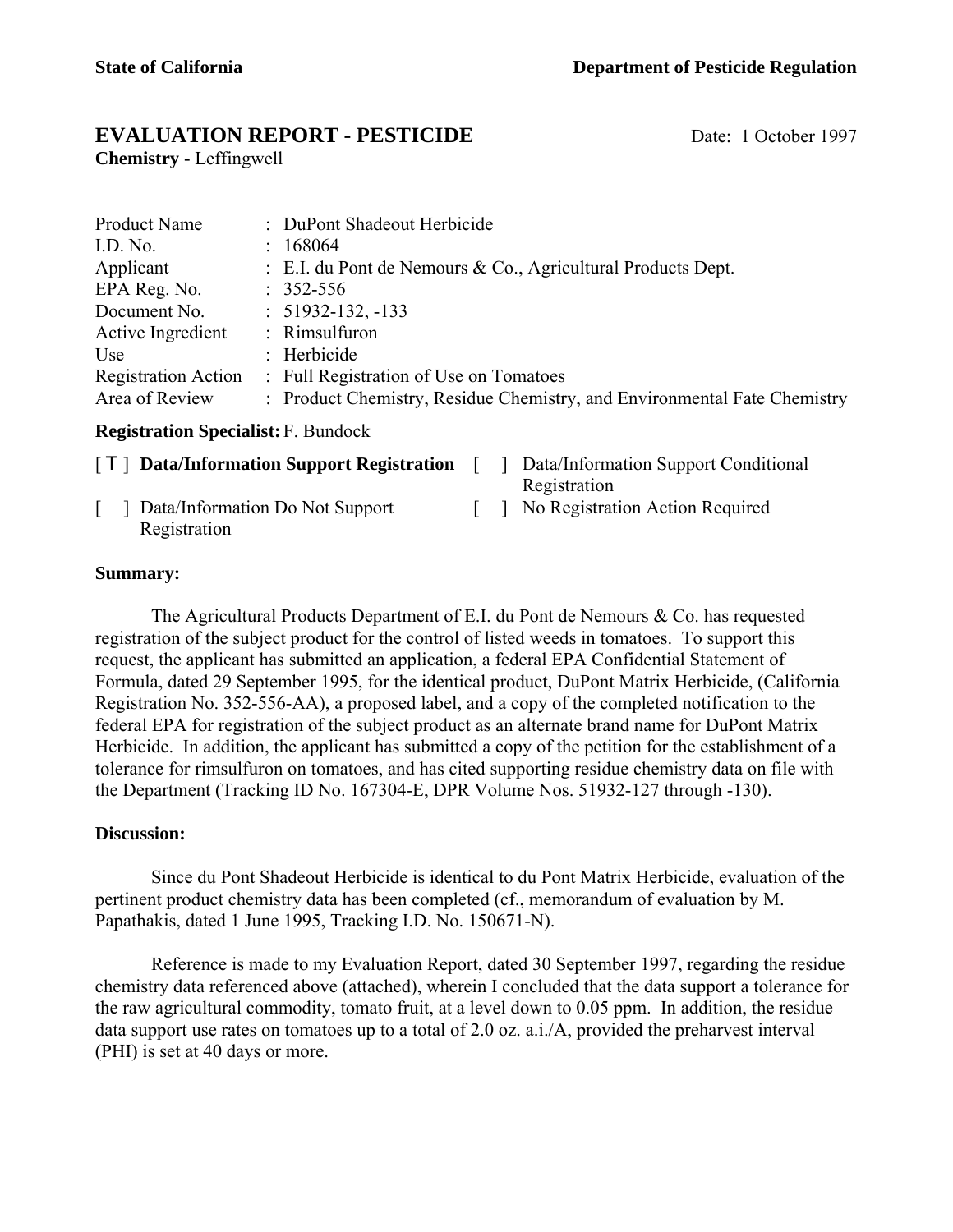**State of California** **Department of Pesticide Regulation**

# EVALUATION REPORT - PESTICIDE

Date: 1 October 1997

**Chemistry -** Leffingwell

| | |
|---|---|
| Product Name | : DuPont Shadeout Herbicide |
| I.D. No. | : 168064 |
| Applicant | : E.I. du Pont de Nemours & Co., Agricultural Products Dept. |
| EPA Reg. No. | : 352-556 |
| Document No. | : 51932-132, -133 |
| Active Ingredient | : Rimsulfuron |
| Use | : Herbicide |
| Registration Action | : Full Registration of Use on Tomatoes |
| Area of Review | : Product Chemistry, Residue Chemistry, and Environmental Fate Chemistry |

**Registration Specialist:** F. Bundock

[ T ] **Data/Information Support Registration**

[ ] Data/Information Support Conditional Registration

[ ] Data/Information Do Not Support Registration

[ ] No Registration Action Required

**Summary:**

The Agricultural Products Department of E.I. du Pont de Nemours & Co. has requested registration of the subject product for the control of listed weeds in tomatoes. To support this request, the applicant has submitted an application, a federal EPA Confidential Statement of Formula, dated 29 September 1995, for the identical product, DuPont Matrix Herbicide, (California Registration No. 352-556-AA), a proposed label, and a copy of the completed notification to the federal EPA for registration of the subject product as an alternate brand name for DuPont Matrix Herbicide. In addition, the applicant has submitted a copy of the petition for the establishment of a tolerance for rimsulfuron on tomatoes, and has cited supporting residue chemistry data on file with the Department (Tracking ID No. 167304-E, DPR Volume Nos. 51932-127 through -130).

**Discussion:**

Since du Pont Shadeout Herbicide is identical to du Pont Matrix Herbicide, evaluation of the pertinent product chemistry data has been completed (cf., memorandum of evaluation by M. Papathakis, dated 1 June 1995, Tracking I.D. No. 150671-N).

Reference is made to my Evaluation Report, dated 30 September 1997, regarding the residue chemistry data referenced above (attached), wherein I concluded that the data support a tolerance for the raw agricultural commodity, tomato fruit, at a level down to 0.05 ppm. In addition, the residue data support use rates on tomatoes up to a total of 2.0 oz. a.i./A, provided the preharvest interval (PHI) is set at 40 days or more.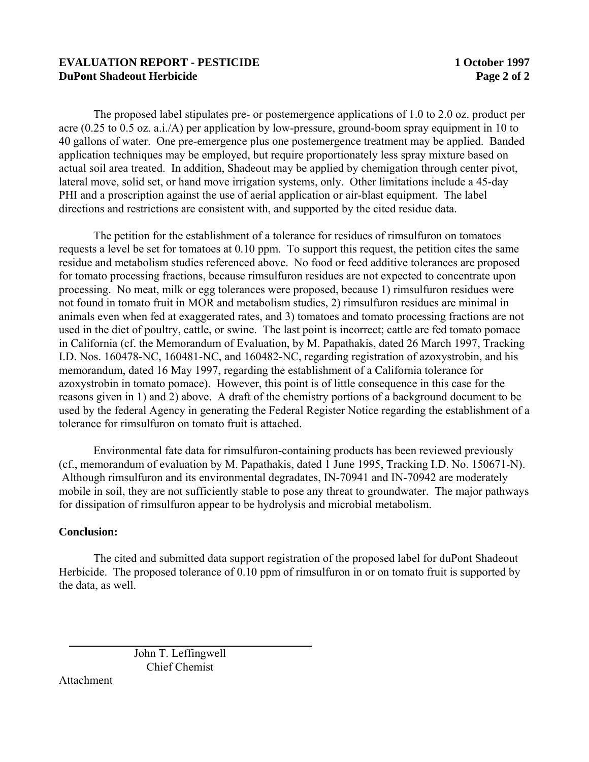The proposed label stipulates pre- or postemergence applications of 1.0 to 2.0 oz. product per acre (0.25 to 0.5 oz. a.i./A) per application by low-pressure, ground-boom spray equipment in 10 to 40 gallons of water. One pre-emergence plus one postemergence treatment may be applied. Banded application techniques may be employed, but require proportionately less spray mixture based on actual soil area treated. In addition, Shadeout may be applied by chemigation through center pivot, lateral move, solid set, or hand move irrigation systems, only. Other limitations include a 45-day PHI and a proscription against the use of aerial application or air-blast equipment. The label directions and restrictions are consistent with, and supported by the cited residue data.

The petition for the establishment of a tolerance for residues of rimsulfuron on tomatoes requests a level be set for tomatoes at 0.10 ppm. To support this request, the petition cites the same residue and metabolism studies referenced above. No food or feed additive tolerances are proposed for tomato processing fractions, because rimsulfuron residues are not expected to concentrate upon processing. No meat, milk or egg tolerances were proposed, because 1) rimsulfuron residues were not found in tomato fruit in MOR and metabolism studies, 2) rimsulfuron residues are minimal in animals even when fed at exaggerated rates, and 3) tomatoes and tomato processing fractions are not used in the diet of poultry, cattle, or swine. The last point is incorrect; cattle are fed tomato pomace in California (cf. the Memorandum of Evaluation, by M. Papathakis, dated 26 March 1997, Tracking I.D. Nos. 160478-NC, 160481-NC, and 160482-NC, regarding registration of azoxystrobin, and his memorandum, dated 16 May 1997, regarding the establishment of a California tolerance for azoxystrobin in tomato pomace). However, this point is of little consequence in this case for the reasons given in 1) and 2) above. A draft of the chemistry portions of a background document to be used by the federal Agency in generating the Federal Register Notice regarding the establishment of a tolerance for rimsulfuron on tomato fruit is attached.

Environmental fate data for rimsulfuron-containing products has been reviewed previously (cf., memorandum of evaluation by M. Papathakis, dated 1 June 1995, Tracking I.D. No. 150671-N). Although rimsulfuron and its environmental degradates, IN-70941 and IN-70942 are moderately mobile in soil, they are not sufficiently stable to pose any threat to groundwater. The major pathways for dissipation of rimsulfuron appear to be hydrolysis and microbial metabolism.

**Conclusion:**

The cited and submitted data support registration of the proposed label for duPont Shadeout Herbicide. The proposed tolerance of 0.10 ppm of rimsulfuron in or on tomato fruit is supported by the data, as well.

John T. Leffingwell
Chief Chemist

Attachment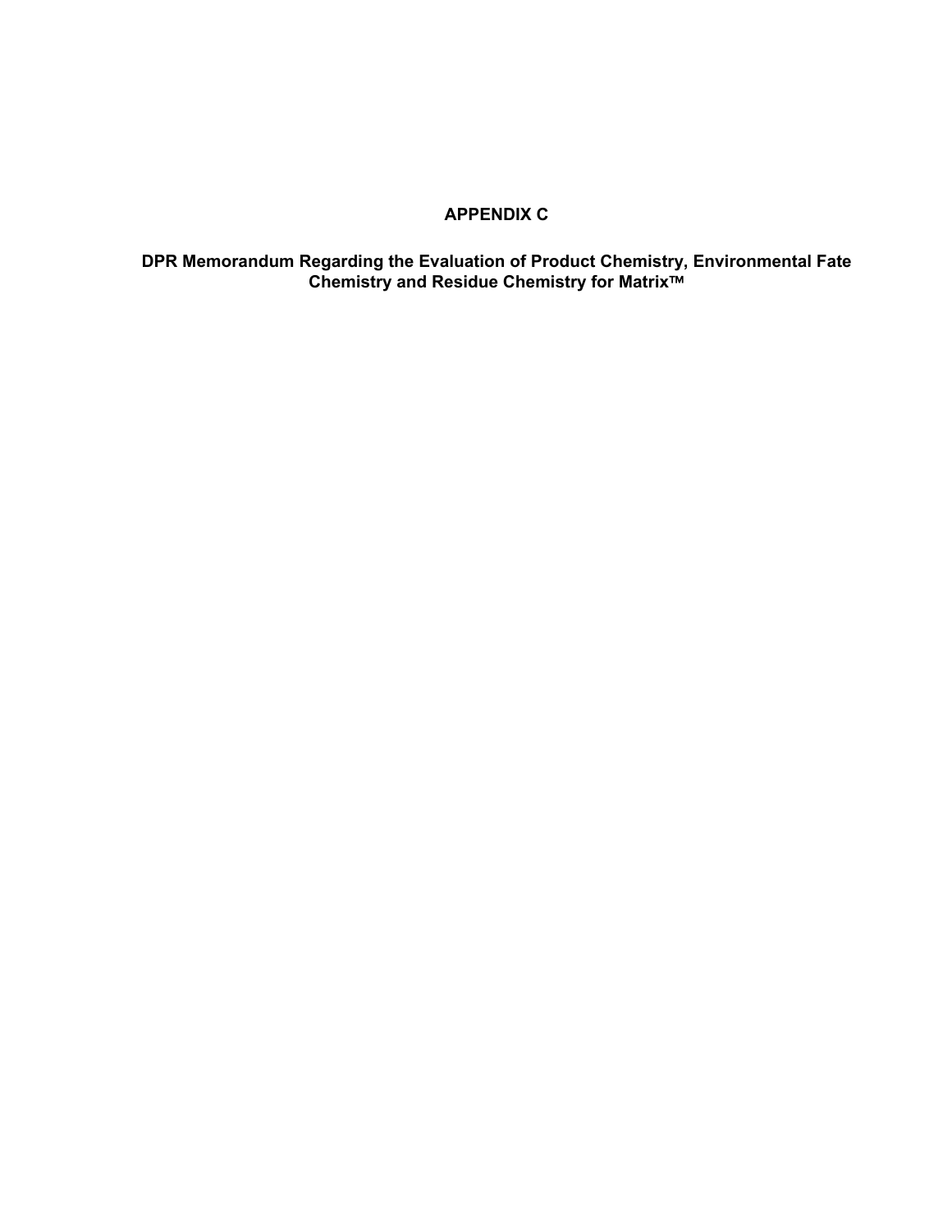# APPENDIX C

## DPR Memorandum Regarding the Evaluation of Product Chemistry, Environmental Fate Chemistry and Residue Chemistry for Matrix™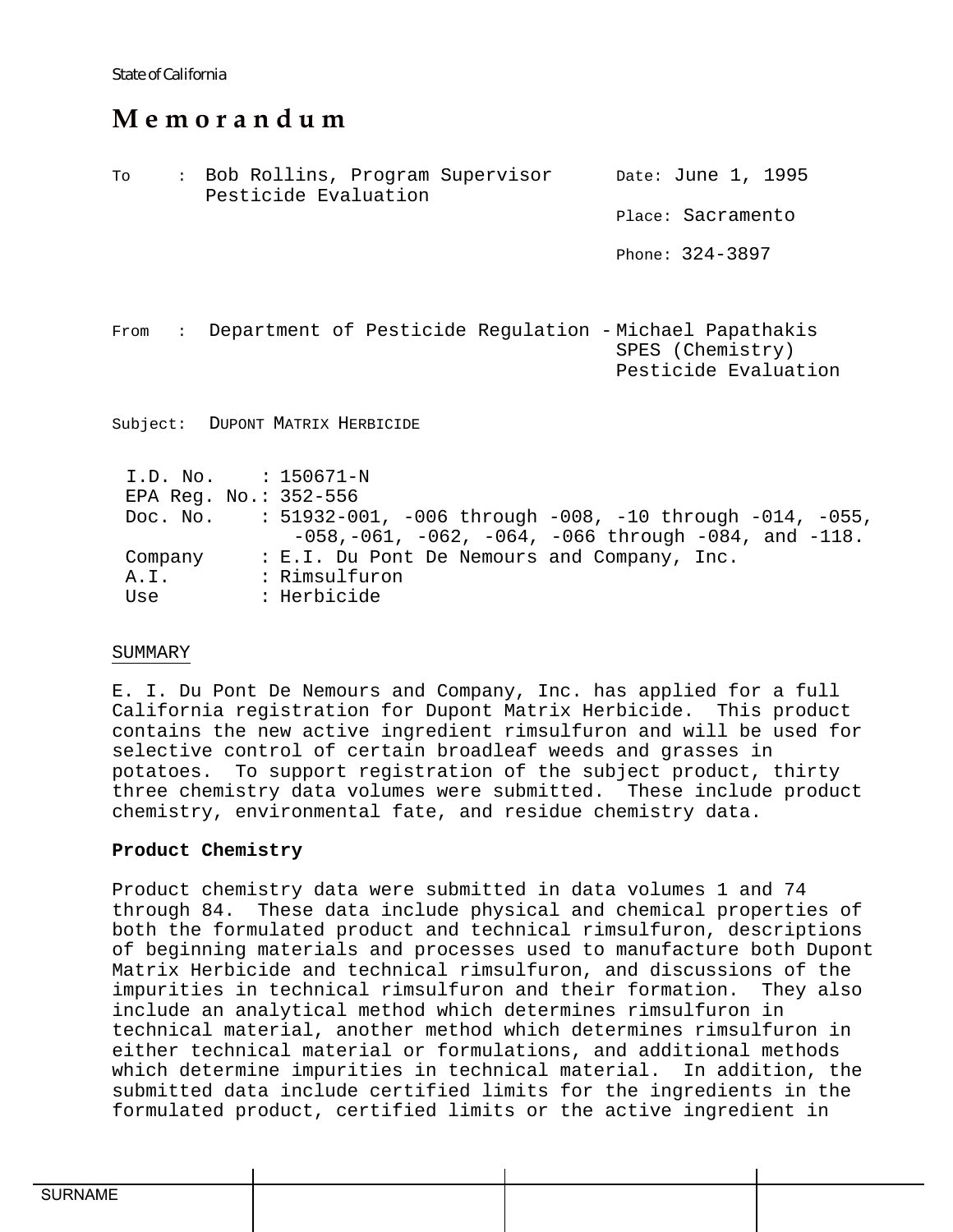State of California

# Memorandum

To : Bob Rollins, Program Supervisor
Pesticide Evaluation

Date: June 1, 1995

Place: Sacramento

Phone: 324-3897

From : Department of Pesticide Regulation - Michael Papathakis
SPES (Chemistry)
Pesticide Evaluation

Subject: DUPONT MATRIX HERBICIDE

I.D. No. : 150671-N
EPA Reg. No.: 352-556
Doc. No. : 51932-001, -006 through -008, -10 through -014, -055, -058,-061, -062, -064, -066 through -084, and -118.
Company : E.I. Du Pont De Nemours and Company, Inc.
A.I. : Rimsulfuron
Use : Herbicide

## SUMMARY

E. I. Du Pont De Nemours and Company, Inc. has applied for a full California registration for Dupont Matrix Herbicide. This product contains the new active ingredient rimsulfuron and will be used for selective control of certain broadleaf weeds and grasses in potatoes. To support registration of the subject product, thirty three chemistry data volumes were submitted. These include product chemistry, environmental fate, and residue chemistry data.

**Product Chemistry**

Product chemistry data were submitted in data volumes 1 and 74 through 84. These data include physical and chemical properties of both the formulated product and technical rimsulfuron, descriptions of beginning materials and processes used to manufacture both Dupont Matrix Herbicide and technical rimsulfuron, and discussions of the impurities in technical rimsulfuron and their formation. They also include an analytical method which determines rimsulfuron in technical material, another method which determines rimsulfuron in either technical material or formulations, and additional methods which determine impurities in technical material. In addition, the submitted data include certified limits for the ingredients in the formulated product, certified limits or the active ingredient in

| SURNAME | | | |
|---|---|---|---|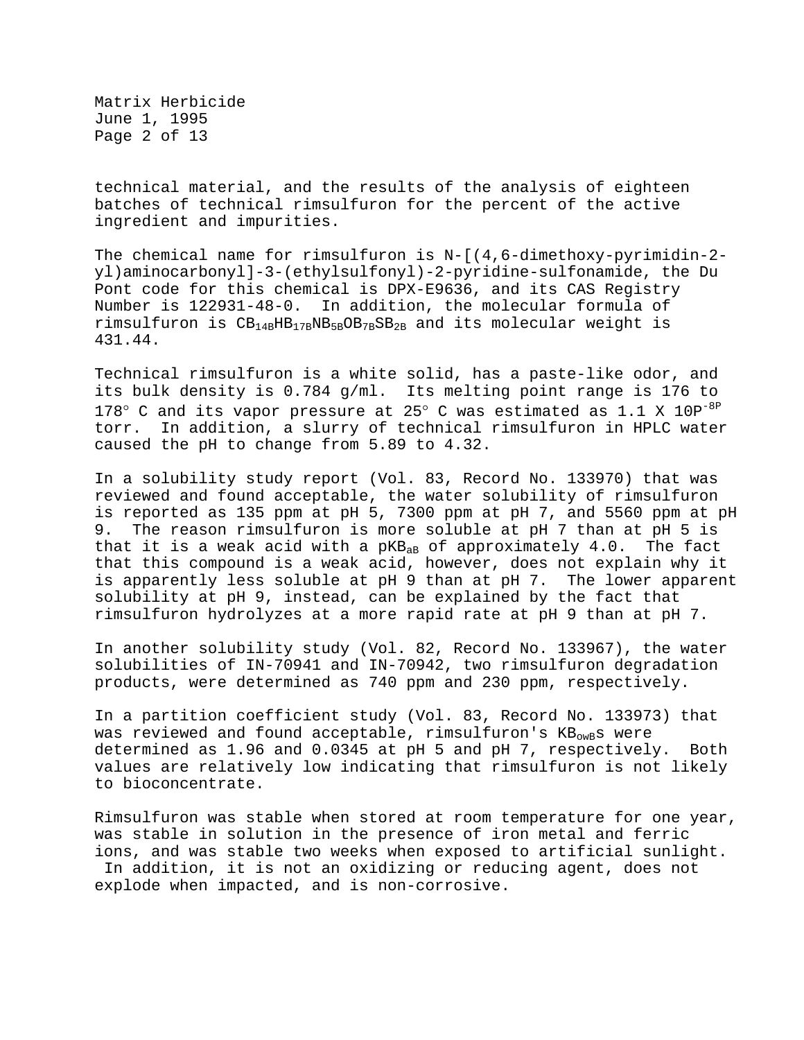technical material, and the results of the analysis of eighteen batches of technical rimsulfuron for the percent of the active ingredient and impurities.

The chemical name for rimsulfuron is N-[(4,6-dimethoxy-pyrimidin-2-yl)aminocarbonyl]-3-(ethylsulfonyl)-2-pyridine-sulfonamide, the Du Pont code for this chemical is DPX-E9636, and its CAS Registry Number is 122931-48-0. In addition, the molecular formula of rimsulfuron is $C_{14}H_{17}N_5O_7S_2$ and its molecular weight is 431.44.

Technical rimsulfuron is a white solid, has a paste-like odor, and its bulk density is 0.784 g/ml. Its melting point range is 176 to 178° C and its vapor pressure at 25° C was estimated as 1.1 X $10^{-8}$ torr. In addition, a slurry of technical rimsulfuron in HPLC water caused the pH to change from 5.89 to 4.32.

In a solubility study report (Vol. 83, Record No. 133970) that was reviewed and found acceptable, the water solubility of rimsulfuron is reported as 135 ppm at pH 5, 7300 ppm at pH 7, and 5560 ppm at pH 9. The reason rimsulfuron is more soluble at pH 7 than at pH 5 is that it is a weak acid with a $pK_a$ of approximately 4.0. The fact that this compound is a weak acid, however, does not explain why it is apparently less soluble at pH 9 than at pH 7. The lower apparent solubility at pH 9, instead, can be explained by the fact that rimsulfuron hydrolyzes at a more rapid rate at pH 9 than at pH 7.

In another solubility study (Vol. 82, Record No. 133967), the water solubilities of IN-70941 and IN-70942, two rimsulfuron degradation products, were determined as 740 ppm and 230 ppm, respectively.

In a partition coefficient study (Vol. 83, Record No. 133973) that was reviewed and found acceptable, rimsulfuron's $K_{ow}$s were determined as 1.96 and 0.0345 at pH 5 and pH 7, respectively. Both values are relatively low indicating that rimsulfuron is not likely to bioconcentrate.

Rimsulfuron was stable when stored at room temperature for one year, was stable in solution in the presence of iron metal and ferric ions, and was stable two weeks when exposed to artificial sunlight. In addition, it is not an oxidizing or reducing agent, does not explode when impacted, and is non-corrosive.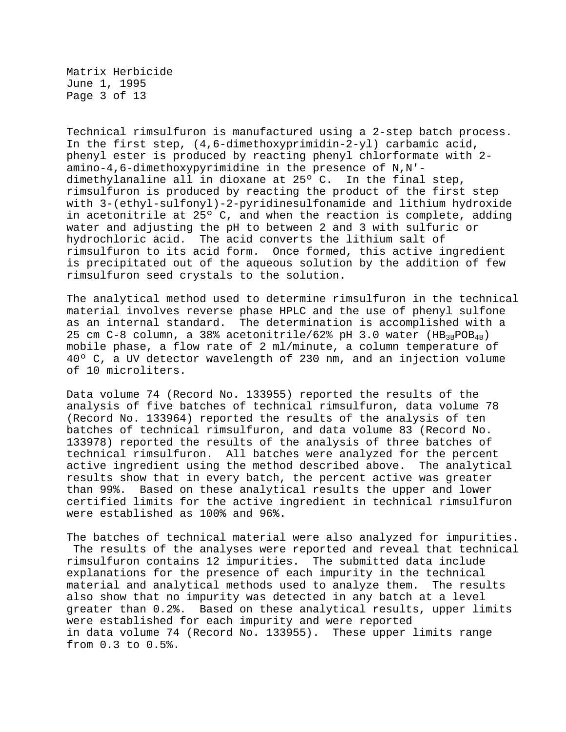Technical rimsulfuron is manufactured using a 2-step batch process. In the first step, (4,6-dimethoxyprimidin-2-yl) carbamic acid, phenyl ester is produced by reacting phenyl chlorformate with 2-amino-4,6-dimethoxypyrimidine in the presence of N,N'-dimethylanaline all in dioxane at 25º C. In the final step, rimsulfuron is produced by reacting the product of the first step with 3-(ethyl-sulfonyl)-2-pyridinesulfonamide and lithium hydroxide in acetonitrile at 25º C, and when the reaction is complete, adding water and adjusting the pH to between 2 and 3 with sulfuric or hydrochloric acid. The acid converts the lithium salt of rimsulfuron to its acid form. Once formed, this active ingredient is precipitated out of the aqueous solution by the addition of few rimsulfuron seed crystals to the solution.

The analytical method used to determine rimsulfuron in the technical material involves reverse phase HPLC and the use of phenyl sulfone as an internal standard. The determination is accomplished with a 25 cm C-8 column, a 38% acetonitrile/62% pH 3.0 water ($H_3PO_4$) mobile phase, a flow rate of 2 ml/minute, a column temperature of 40º C, a UV detector wavelength of 230 nm, and an injection volume of 10 microliters.

Data volume 74 (Record No. 133955) reported the results of the analysis of five batches of technical rimsulfuron, data volume 78 (Record No. 133964) reported the results of the analysis of ten batches of technical rimsulfuron, and data volume 83 (Record No. 133978) reported the results of the analysis of three batches of technical rimsulfuron. All batches were analyzed for the percent active ingredient using the method described above. The analytical results show that in every batch, the percent active was greater than 99%. Based on these analytical results the upper and lower certified limits for the active ingredient in technical rimsulfuron were established as 100% and 96%.

The batches of technical material were also analyzed for impurities. The results of the analyses were reported and reveal that technical rimsulfuron contains 12 impurities. The submitted data include explanations for the presence of each impurity in the technical material and analytical methods used to analyze them. The results also show that no impurity was detected in any batch at a level greater than 0.2%. Based on these analytical results, upper limits were established for each impurity and were reported in data volume 74 (Record No. 133955). These upper limits range from 0.3 to 0.5%.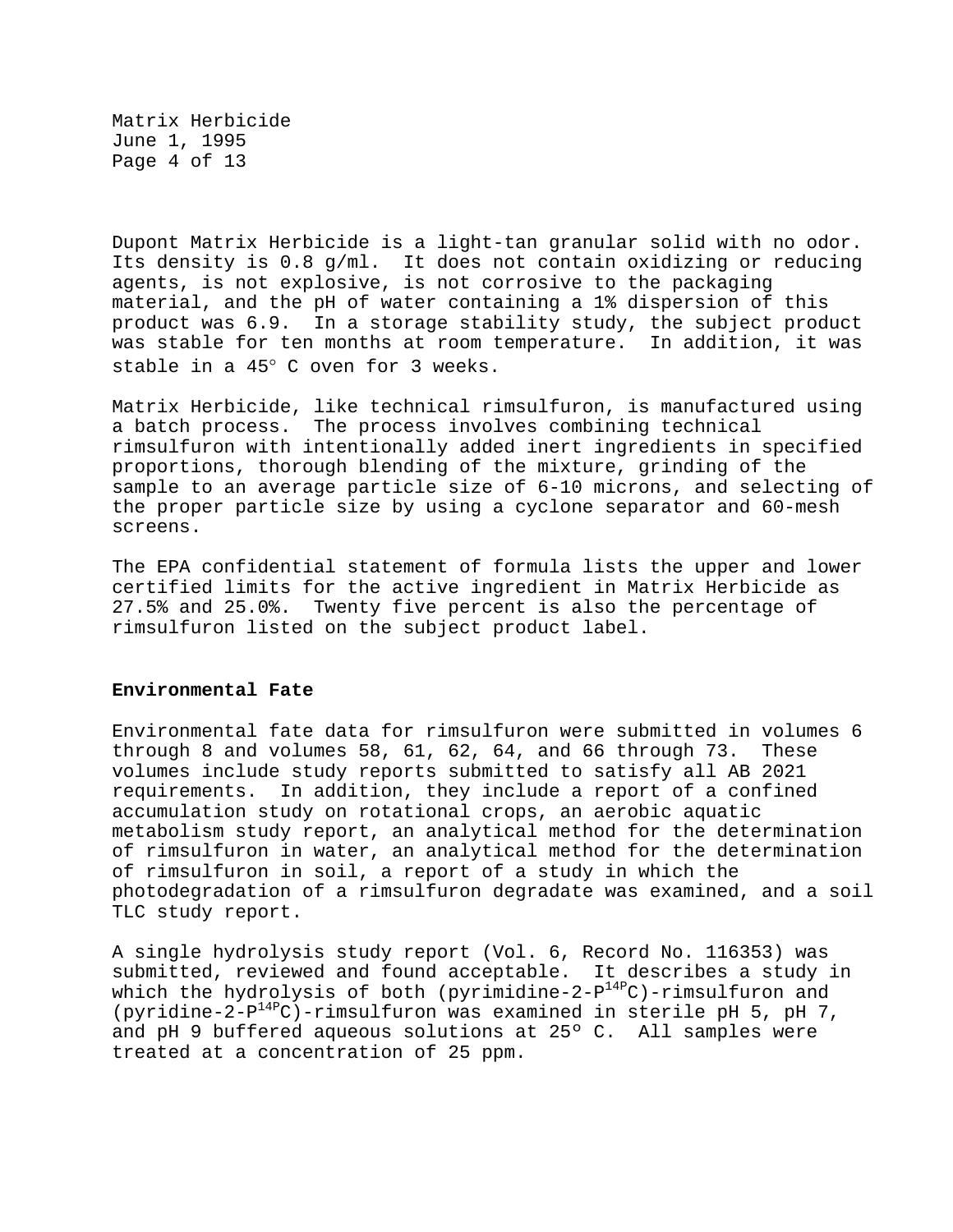Dupont Matrix Herbicide is a light-tan granular solid with no odor. Its density is 0.8 g/ml. It does not contain oxidizing or reducing agents, is not explosive, is not corrosive to the packaging material, and the pH of water containing a 1% dispersion of this product was 6.9. In a storage stability study, the subject product was stable for ten months at room temperature. In addition, it was stable in a 45° C oven for 3 weeks.

Matrix Herbicide, like technical rimsulfuron, is manufactured using a batch process. The process involves combining technical rimsulfuron with intentionally added inert ingredients in specified proportions, thorough blending of the mixture, grinding of the sample to an average particle size of 6-10 microns, and selecting of the proper particle size by using a cyclone separator and 60-mesh screens.

The EPA confidential statement of formula lists the upper and lower certified limits for the active ingredient in Matrix Herbicide as 27.5% and 25.0%. Twenty five percent is also the percentage of rimsulfuron listed on the subject product label.

**Environmental Fate**

Environmental fate data for rimsulfuron were submitted in volumes 6 through 8 and volumes 58, 61, 62, 64, and 66 through 73. These volumes include study reports submitted to satisfy all AB 2021 requirements. In addition, they include a report of a confined accumulation study on rotational crops, an aerobic aquatic metabolism study report, an analytical method for the determination of rimsulfuron in water, an analytical method for the determination of rimsulfuron in soil, a report of a study in which the photodegradation of a rimsulfuron degradate was examined, and a soil TLC study report.

A single hydrolysis study report (Vol. 6, Record No. 116353) was submitted, reviewed and found acceptable. It describes a study in which the hydrolysis of both (pyrimidine-2-$P^{14P}$C)-rimsulfuron and (pyridine-2-$P^{14P}$C)-rimsulfuron was examined in sterile pH 5, pH 7, and pH 9 buffered aqueous solutions at 25º C. All samples were treated at a concentration of 25 ppm.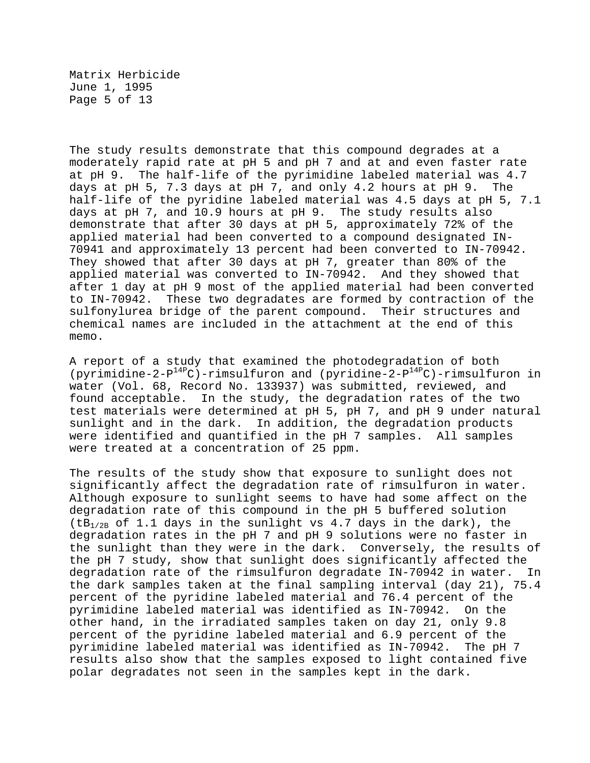The study results demonstrate that this compound degrades at a moderately rapid rate at pH 5 and pH 7 and at and even faster rate at pH 9. The half-life of the pyrimidine labeled material was 4.7 days at pH 5, 7.3 days at pH 7, and only 4.2 hours at pH 9. The half-life of the pyridine labeled material was 4.5 days at pH 5, 7.1 days at pH 7, and 10.9 hours at pH 9. The study results also demonstrate that after 30 days at pH 5, approximately 72% of the applied material had been converted to a compound designated IN-70941 and approximately 13 percent had been converted to IN-70942. They showed that after 30 days at pH 7, greater than 80% of the applied material was converted to IN-70942. And they showed that after 1 day at pH 9 most of the applied material had been converted to IN-70942. These two degradates are formed by contraction of the sulfonylurea bridge of the parent compound. Their structures and chemical names are included in the attachment at the end of this memo.

A report of a study that examined the photodegradation of both (pyrimidine-2-$^{14}$C)-rimsulfuron and (pyridine-2-$^{14}$C)-rimsulfuron in water (Vol. 68, Record No. 133937) was submitted, reviewed, and found acceptable. In the study, the degradation rates of the two test materials were determined at pH 5, pH 7, and pH 9 under natural sunlight and in the dark. In addition, the degradation products were identified and quantified in the pH 7 samples. All samples were treated at a concentration of 25 ppm.

The results of the study show that exposure to sunlight does not significantly affect the degradation rate of rimsulfuron in water. Although exposure to sunlight seems to have had some affect on the degradation rate of this compound in the pH 5 buffered solution ($t_{1/2}$ of 1.1 days in the sunlight vs 4.7 days in the dark), the degradation rates in the pH 7 and pH 9 solutions were no faster in the sunlight than they were in the dark. Conversely, the results of the pH 7 study, show that sunlight does significantly affected the degradation rate of the rimsulfuron degradate IN-70942 in water. In the dark samples taken at the final sampling interval (day 21), 75.4 percent of the pyridine labeled material and 76.4 percent of the pyrimidine labeled material was identified as IN-70942. On the other hand, in the irradiated samples taken on day 21, only 9.8 percent of the pyridine labeled material and 6.9 percent of the pyrimidine labeled material was identified as IN-70942. The pH 7 results also show that the samples exposed to light contained five polar degradates not seen in the samples kept in the dark.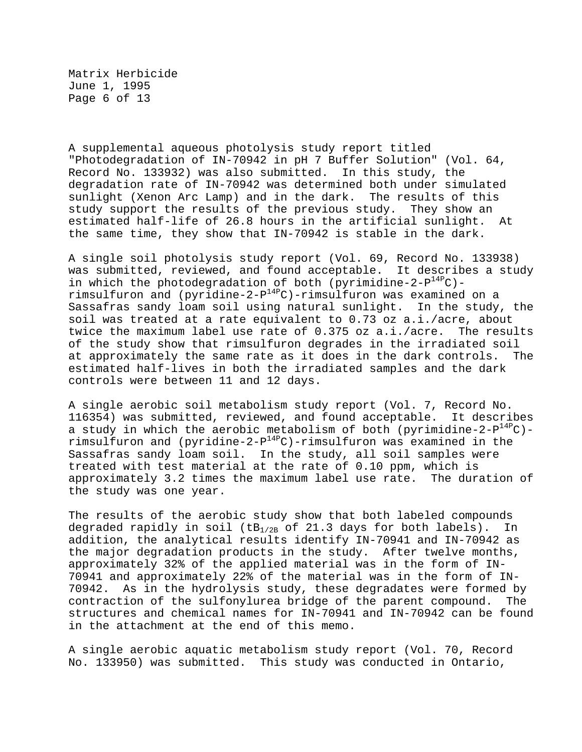A supplemental aqueous photolysis study report titled "Photodegradation of IN-70942 in pH 7 Buffer Solution" (Vol. 64, Record No. 133932) was also submitted. In this study, the degradation rate of IN-70942 was determined both under simulated sunlight (Xenon Arc Lamp) and in the dark. The results of this study support the results of the previous study. They show an estimated half-life of 26.8 hours in the artificial sunlight. At the same time, they show that IN-70942 is stable in the dark.

A single soil photolysis study report (Vol. 69, Record No. 133938) was submitted, reviewed, and found acceptable. It describes a study in which the photodegradation of both (pyrimidine-2-$^{14}$C)-rimsulfuron and (pyridine-2-$^{14}$C)-rimsulfuron was examined on a Sassafras sandy loam soil using natural sunlight. In the study, the soil was treated at a rate equivalent to 0.73 oz a.i./acre, about twice the maximum label use rate of 0.375 oz a.i./acre. The results of the study show that rimsulfuron degrades in the irradiated soil at approximately the same rate as it does in the dark controls. The estimated half-lives in both the irradiated samples and the dark controls were between 11 and 12 days.

A single aerobic soil metabolism study report (Vol. 7, Record No. 116354) was submitted, reviewed, and found acceptable. It describes a study in which the aerobic metabolism of both (pyrimidine-2-$^{14}$C)-rimsulfuron and (pyridine-2-$^{14}$C)-rimsulfuron was examined in the Sassafras sandy loam soil. In the study, all soil samples were treated with test material at the rate of 0.10 ppm, which is approximately 3.2 times the maximum label use rate. The duration of the study was one year.

The results of the aerobic study show that both labeled compounds degraded rapidly in soil ($t_{1/2}$ of 21.3 days for both labels). In addition, the analytical results identify IN-70941 and IN-70942 as the major degradation products in the study. After twelve months, approximately 32% of the applied material was in the form of IN-70941 and approximately 22% of the material was in the form of IN-70942. As in the hydrolysis study, these degradates were formed by contraction of the sulfonylurea bridge of the parent compound. The structures and chemical names for IN-70941 and IN-70942 can be found in the attachment at the end of this memo.

A single aerobic aquatic metabolism study report (Vol. 70, Record No. 133950) was submitted. This study was conducted in Ontario,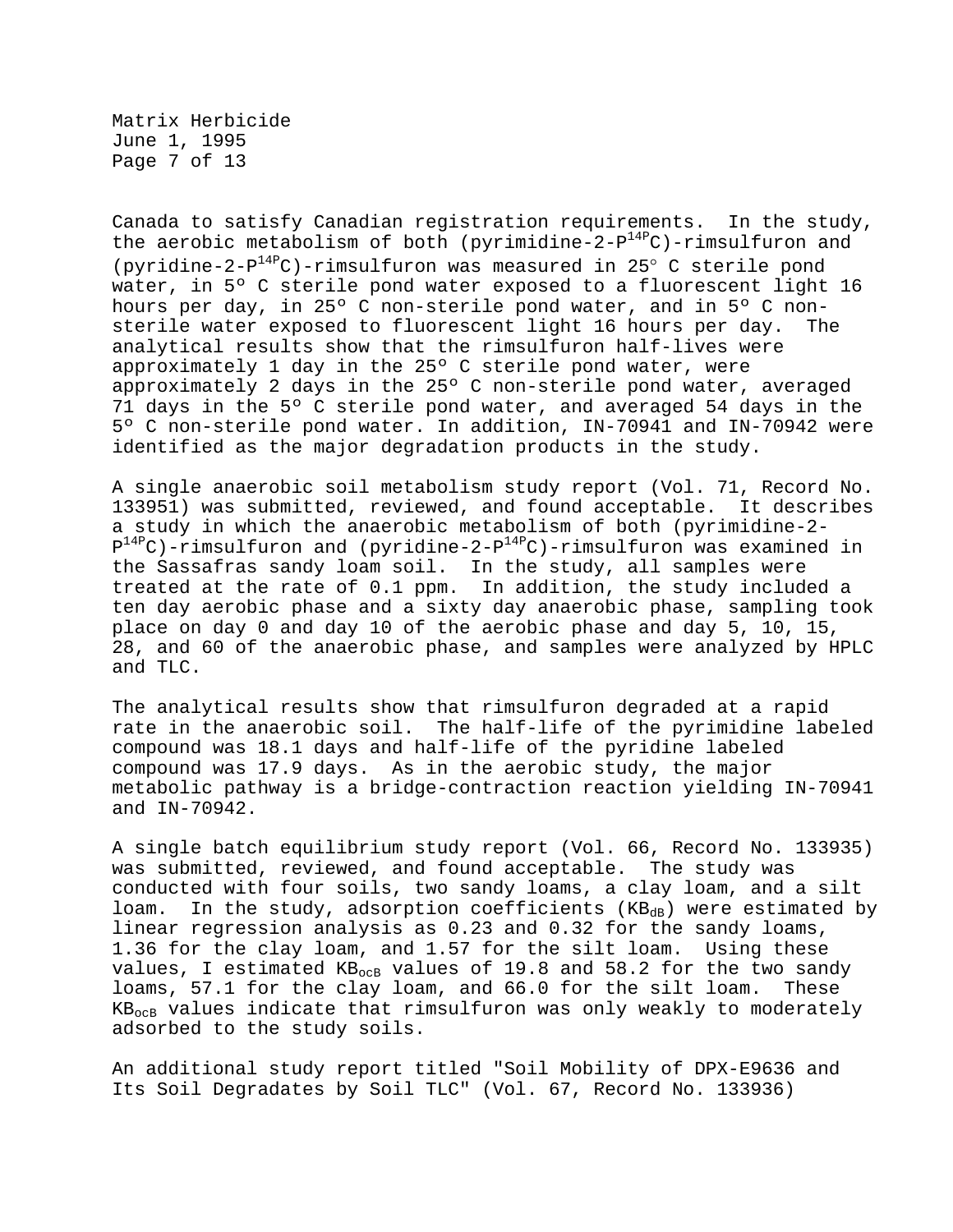Canada to satisfy Canadian registration requirements. In the study, the aerobic metabolism of both (pyrimidine-2-$^{14}$C)-rimsulfuron and (pyridine-2-$^{14}$C)-rimsulfuron was measured in 25° C sterile pond water, in 5° C sterile pond water exposed to a fluorescent light 16 hours per day, in 25° C non-sterile pond water, and in 5° C non-sterile water exposed to fluorescent light 16 hours per day. The analytical results show that the rimsulfuron half-lives were approximately 1 day in the 25° C sterile pond water, were approximately 2 days in the 25° C non-sterile pond water, averaged 71 days in the 5° C sterile pond water, and averaged 54 days in the 5° C non-sterile pond water. In addition, IN-70941 and IN-70942 were identified as the major degradation products in the study.

A single anaerobic soil metabolism study report (Vol. 71, Record No. 133951) was submitted, reviewed, and found acceptable. It describes a study in which the anaerobic metabolism of both (pyrimidine-2-$^{14}$C)-rimsulfuron and (pyridine-2-$^{14}$C)-rimsulfuron was examined in the Sassafras sandy loam soil. In the study, all samples were treated at the rate of 0.1 ppm. In addition, the study included a ten day aerobic phase and a sixty day anaerobic phase, sampling took place on day 0 and day 10 of the aerobic phase and day 5, 10, 15, 28, and 60 of the anaerobic phase, and samples were analyzed by HPLC and TLC.

The analytical results show that rimsulfuron degraded at a rapid rate in the anaerobic soil. The half-life of the pyrimidine labeled compound was 18.1 days and half-life of the pyridine labeled compound was 17.9 days. As in the aerobic study, the major metabolic pathway is a bridge-contraction reaction yielding IN-70941 and IN-70942.

A single batch equilibrium study report (Vol. 66, Record No. 133935) was submitted, reviewed, and found acceptable. The study was conducted with four soils, two sandy loams, a clay loam, and a silt loam. In the study, adsorption coefficients ($K_d$) were estimated by linear regression analysis as 0.23 and 0.32 for the sandy loams, 1.36 for the clay loam, and 1.57 for the silt loam. Using these values, I estimated $K_{oc}$ values of 19.8 and 58.2 for the two sandy loams, 57.1 for the clay loam, and 66.0 for the silt loam. These $K_{oc}$ values indicate that rimsulfuron was only weakly to moderately adsorbed to the study soils.

An additional study report titled "Soil Mobility of DPX-E9636 and Its Soil Degradates by Soil TLC" (Vol. 67, Record No. 133936)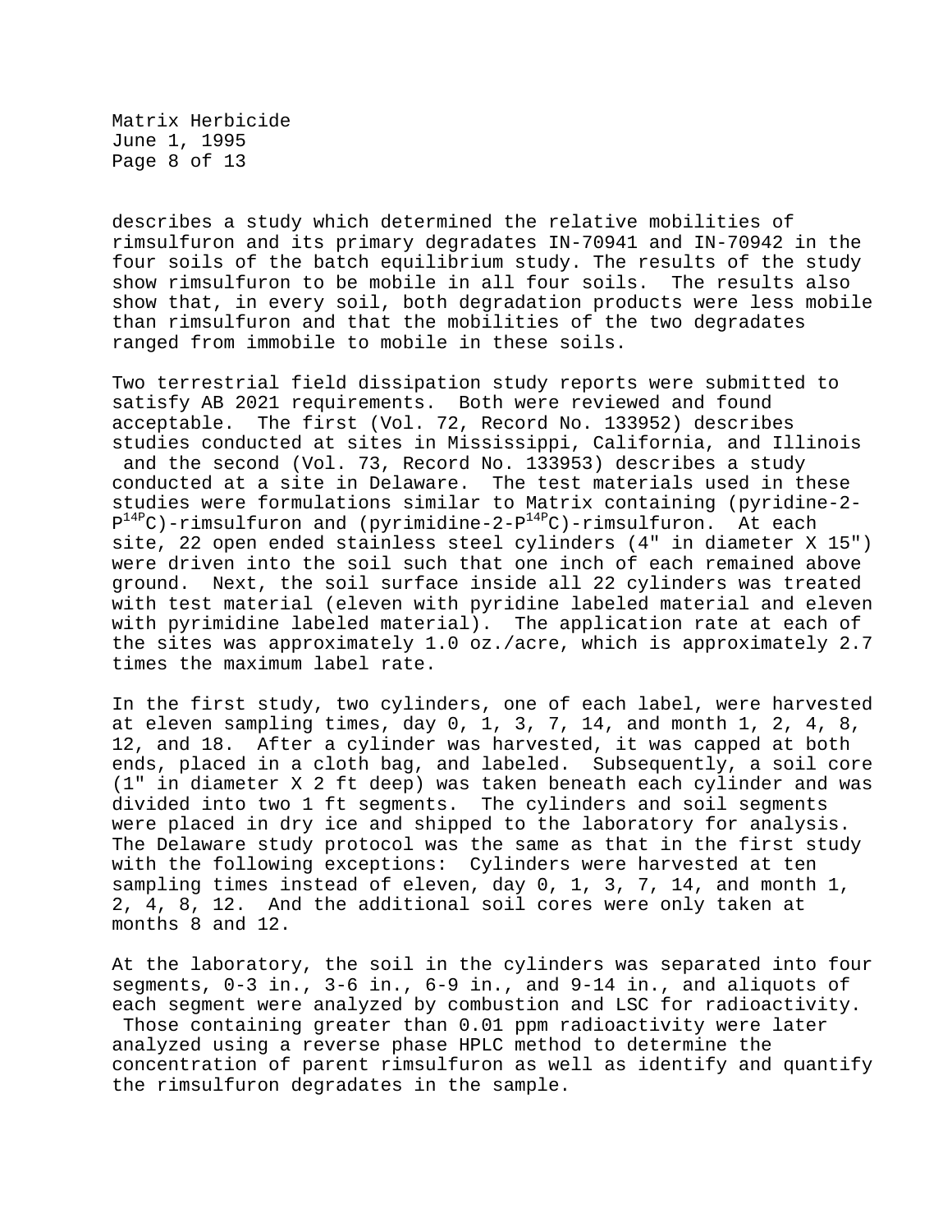describes a study which determined the relative mobilities of rimsulfuron and its primary degradates IN-70941 and IN-70942 in the four soils of the batch equilibrium study. The results of the study show rimsulfuron to be mobile in all four soils. The results also show that, in every soil, both degradation products were less mobile than rimsulfuron and that the mobilities of the two degradates ranged from immobile to mobile in these soils.

Two terrestrial field dissipation study reports were submitted to satisfy AB 2021 requirements. Both were reviewed and found acceptable. The first (Vol. 72, Record No. 133952) describes studies conducted at sites in Mississippi, California, and Illinois and the second (Vol. 73, Record No. 133953) describes a study conducted at a site in Delaware. The test materials used in these studies were formulations similar to Matrix containing (pyridine-2-$P^{14P}C$)-rimsulfuron and (pyrimidine-2-$P^{14P}C$)-rimsulfuron. At each site, 22 open ended stainless steel cylinders (4" in diameter X 15") were driven into the soil such that one inch of each remained above ground. Next, the soil surface inside all 22 cylinders was treated with test material (eleven with pyridine labeled material and eleven with pyrimidine labeled material). The application rate at each of the sites was approximately 1.0 oz./acre, which is approximately 2.7 times the maximum label rate.

In the first study, two cylinders, one of each label, were harvested at eleven sampling times, day 0, 1, 3, 7, 14, and month 1, 2, 4, 8, 12, and 18. After a cylinder was harvested, it was capped at both ends, placed in a cloth bag, and labeled. Subsequently, a soil core (1" in diameter X 2 ft deep) was taken beneath each cylinder and was divided into two 1 ft segments. The cylinders and soil segments were placed in dry ice and shipped to the laboratory for analysis. The Delaware study protocol was the same as that in the first study with the following exceptions: Cylinders were harvested at ten sampling times instead of eleven, day 0, 1, 3, 7, 14, and month 1, 2, 4, 8, 12. And the additional soil cores were only taken at months 8 and 12.

At the laboratory, the soil in the cylinders was separated into four segments, 0-3 in., 3-6 in., 6-9 in., and 9-14 in., and aliquots of each segment were analyzed by combustion and LSC for radioactivity. Those containing greater than 0.01 ppm radioactivity were later analyzed using a reverse phase HPLC method to determine the concentration of parent rimsulfuron as well as identify and quantify the rimsulfuron degradates in the sample.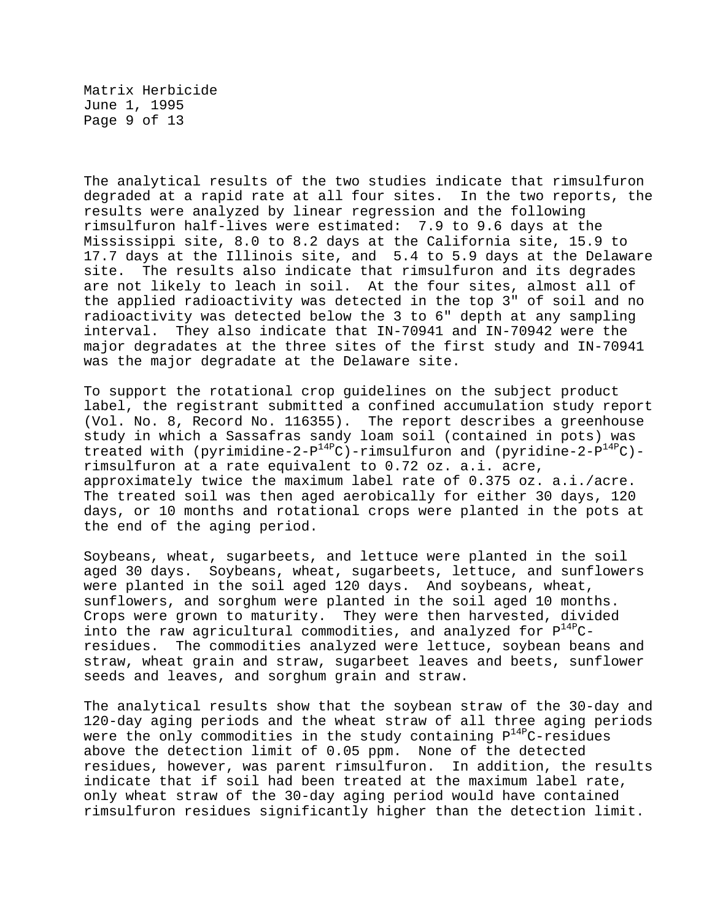The analytical results of the two studies indicate that rimsulfuron degraded at a rapid rate at all four sites. In the two reports, the results were analyzed by linear regression and the following rimsulfuron half-lives were estimated: 7.9 to 9.6 days at the Mississippi site, 8.0 to 8.2 days at the California site, 15.9 to 17.7 days at the Illinois site, and 5.4 to 5.9 days at the Delaware site. The results also indicate that rimsulfuron and its degrades are not likely to leach in soil. At the four sites, almost all of the applied radioactivity was detected in the top 3" of soil and no radioactivity was detected below the 3 to 6" depth at any sampling interval. They also indicate that IN-70941 and IN-70942 were the major degradates at the three sites of the first study and IN-70941 was the major degradate at the Delaware site.

To support the rotational crop guidelines on the subject product label, the registrant submitted a confined accumulation study report (Vol. No. 8, Record No. 116355). The report describes a greenhouse study in which a Sassafras sandy loam soil (contained in pots) was treated with (pyrimidine-2-$P^{14P}C$)-rimsulfuron and (pyridine-2-$P^{14P}C$)-rimsulfuron at a rate equivalent to 0.72 oz. a.i. acre, approximately twice the maximum label rate of 0.375 oz. a.i./acre. The treated soil was then aged aerobically for either 30 days, 120 days, or 10 months and rotational crops were planted in the pots at the end of the aging period.

Soybeans, wheat, sugarbeets, and lettuce were planted in the soil aged 30 days. Soybeans, wheat, sugarbeets, lettuce, and sunflowers were planted in the soil aged 120 days. And soybeans, wheat, sunflowers, and sorghum were planted in the soil aged 10 months. Crops were grown to maturity. They were then harvested, divided into the raw agricultural commodities, and analyzed for $P^{14P}C$-residues. The commodities analyzed were lettuce, soybean beans and straw, wheat grain and straw, sugarbeet leaves and beets, sunflower seeds and leaves, and sorghum grain and straw.

The analytical results show that the soybean straw of the 30-day and 120-day aging periods and the wheat straw of all three aging periods were the only commodities in the study containing $P^{14P}C$-residues above the detection limit of 0.05 ppm. None of the detected residues, however, was parent rimsulfuron. In addition, the results indicate that if soil had been treated at the maximum label rate, only wheat straw of the 30-day aging period would have contained rimsulfuron residues significantly higher than the detection limit.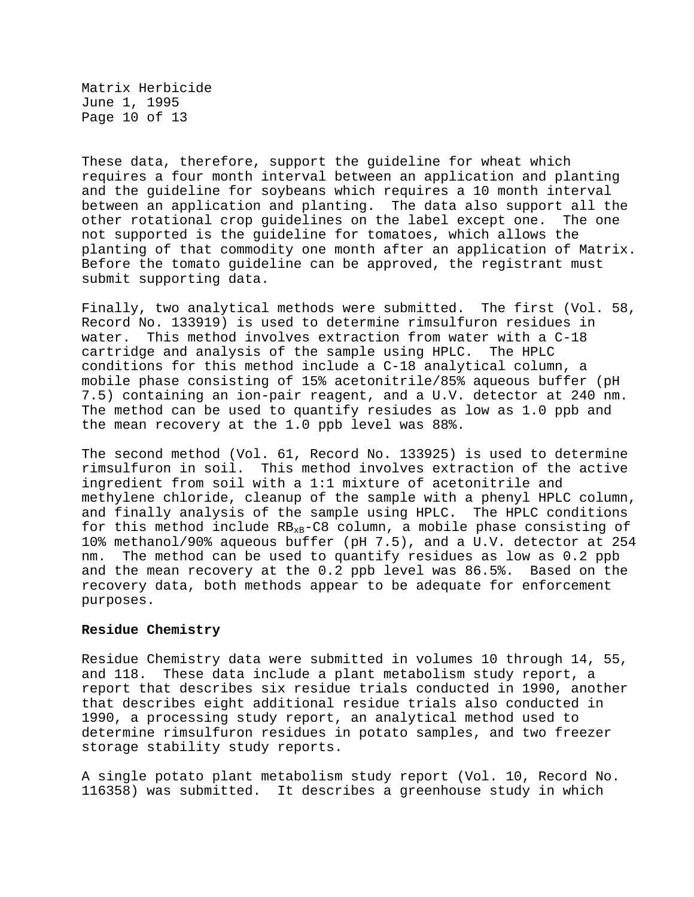These data, therefore, support the guideline for wheat which requires a four month interval between an application and planting and the guideline for soybeans which requires a 10 month interval between an application and planting. The data also support all the other rotational crop guidelines on the label except one. The one not supported is the guideline for tomatoes, which allows the planting of that commodity one month after an application of Matrix. Before the tomato guideline can be approved, the registrant must submit supporting data.

Finally, two analytical methods were submitted. The first (Vol. 58, Record No. 133919) is used to determine rimsulfuron residues in water. This method involves extraction from water with a C-18 cartridge and analysis of the sample using HPLC. The HPLC conditions for this method include a C-18 analytical column, a mobile phase consisting of 15% acetonitrile/85% aqueous buffer (pH 7.5) containing an ion-pair reagent, and a U.V. detector at 240 nm. The method can be used to quantify resiudes as low as 1.0 ppb and the mean recovery at the 1.0 ppb level was 88%.

The second method (Vol. 61, Record No. 133925) is used to determine rimsulfuron in soil. This method involves extraction of the active ingredient from soil with a 1:1 mixture of acetonitrile and methylene chloride, cleanup of the sample with a phenyl HPLC column, and finally analysis of the sample using HPLC. The HPLC conditions for this method include $RB_{xB}$-C8 column, a mobile phase consisting of 10% methanol/90% aqueous buffer (pH 7.5), and a U.V. detector at 254 nm. The method can be used to quantify residues as low as 0.2 ppb and the mean recovery at the 0.2 ppb level was 86.5%. Based on the recovery data, both methods appear to be adequate for enforcement purposes.

**Residue Chemistry**

Residue Chemistry data were submitted in volumes 10 through 14, 55, and 118. These data include a plant metabolism study report, a report that describes six residue trials conducted in 1990, another that describes eight additional residue trials also conducted in 1990, a processing study report, an analytical method used to determine rimsulfuron residues in potato samples, and two freezer storage stability study reports.

A single potato plant metabolism study report (Vol. 10, Record No. 116358) was submitted. It describes a greenhouse study in which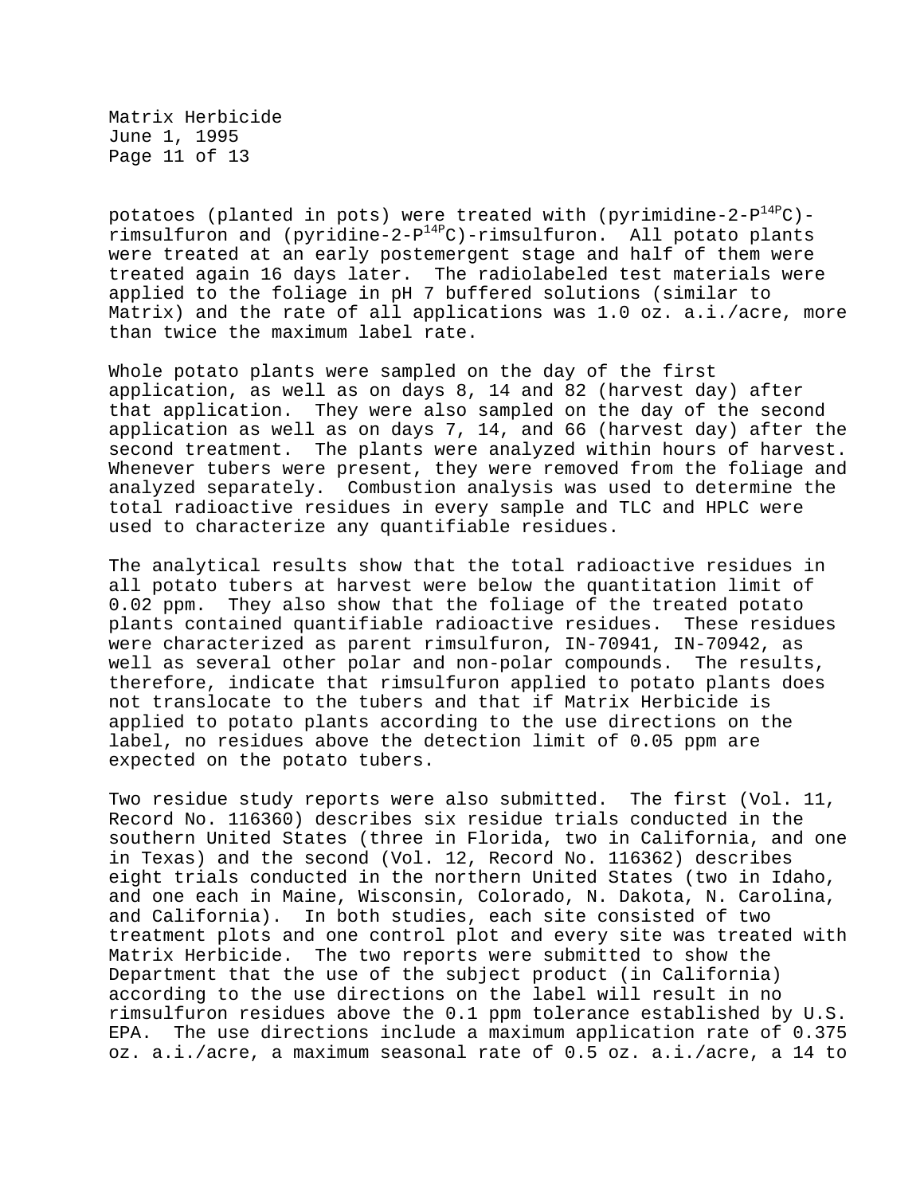potatoes (planted in pots) were treated with (pyrimidine-2-$^{14}C$)-rimsulfuron and (pyridine-2-$^{14}C$)-rimsulfuron. All potato plants were treated at an early postemergent stage and half of them were treated again 16 days later. The radiolabeled test materials were applied to the foliage in pH 7 buffered solutions (similar to Matrix) and the rate of all applications was 1.0 oz. a.i./acre, more than twice the maximum label rate.

Whole potato plants were sampled on the day of the first application, as well as on days 8, 14 and 82 (harvest day) after that application. They were also sampled on the day of the second application as well as on days 7, 14, and 66 (harvest day) after the second treatment. The plants were analyzed within hours of harvest. Whenever tubers were present, they were removed from the foliage and analyzed separately. Combustion analysis was used to determine the total radioactive residues in every sample and TLC and HPLC were used to characterize any quantifiable residues.

The analytical results show that the total radioactive residues in all potato tubers at harvest were below the quantitation limit of 0.02 ppm. They also show that the foliage of the treated potato plants contained quantifiable radioactive residues. These residues were characterized as parent rimsulfuron, IN-70941, IN-70942, as well as several other polar and non-polar compounds. The results, therefore, indicate that rimsulfuron applied to potato plants does not translocate to the tubers and that if Matrix Herbicide is applied to potato plants according to the use directions on the label, no residues above the detection limit of 0.05 ppm are expected on the potato tubers.

Two residue study reports were also submitted. The first (Vol. 11, Record No. 116360) describes six residue trials conducted in the southern United States (three in Florida, two in California, and one in Texas) and the second (Vol. 12, Record No. 116362) describes eight trials conducted in the northern United States (two in Idaho, and one each in Maine, Wisconsin, Colorado, N. Dakota, N. Carolina, and California). In both studies, each site consisted of two treatment plots and one control plot and every site was treated with Matrix Herbicide. The two reports were submitted to show the Department that the use of the subject product (in California) according to the use directions on the label will result in no rimsulfuron residues above the 0.1 ppm tolerance established by U.S. EPA. The use directions include a maximum application rate of 0.375 oz. a.i./acre, a maximum seasonal rate of 0.5 oz. a.i./acre, a 14 to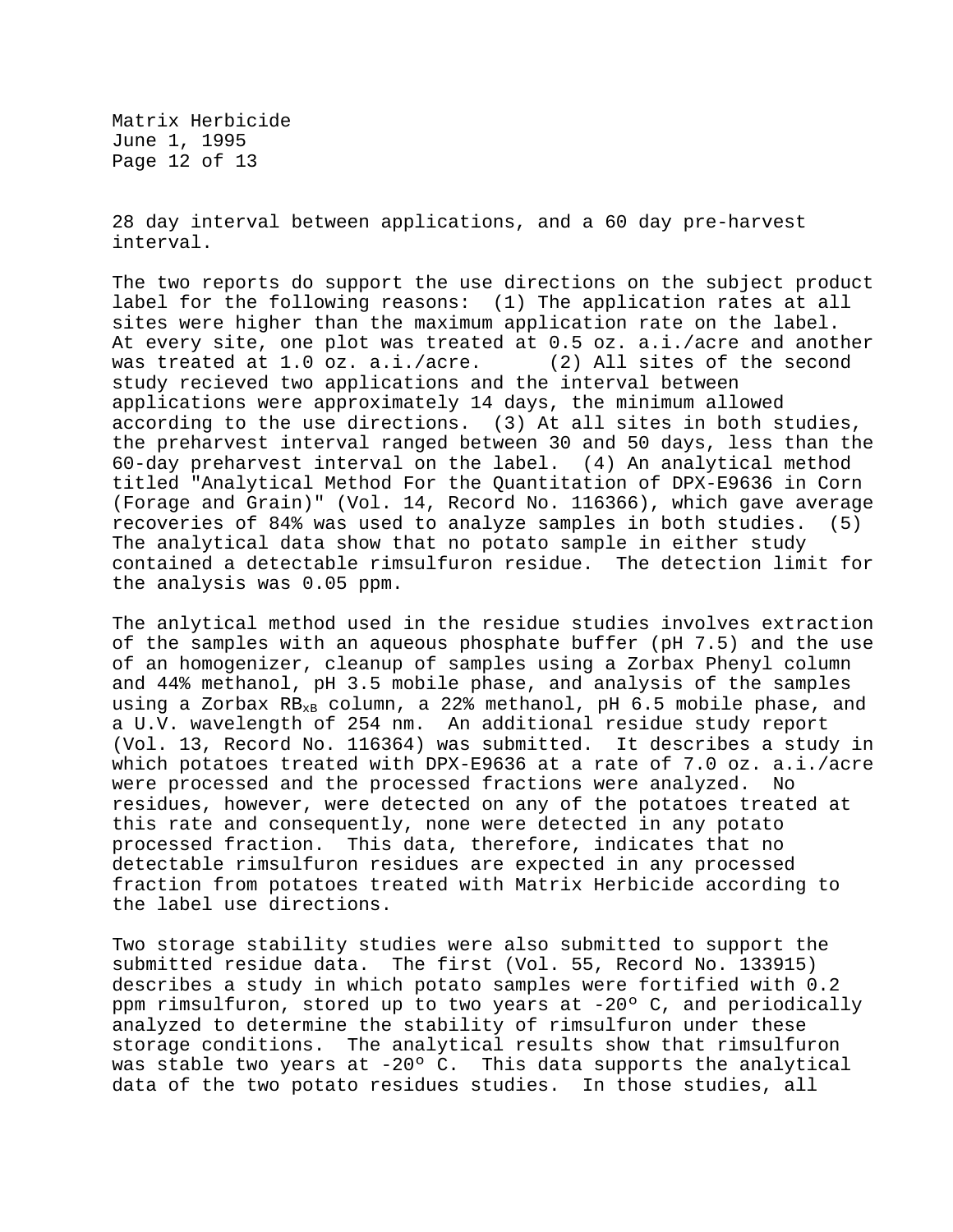28 day interval between applications, and a 60 day pre-harvest interval.

The two reports do support the use directions on the subject product label for the following reasons: (1) The application rates at all sites were higher than the maximum application rate on the label. At every site, one plot was treated at 0.5 oz. a.i./acre and another was treated at 1.0 oz. a.i./acre. (2) All sites of the second study recieved two applications and the interval between applications were approximately 14 days, the minimum allowed according to the use directions. (3) At all sites in both studies, the preharvest interval ranged between 30 and 50 days, less than the 60-day preharvest interval on the label. (4) An analytical method titled "Analytical Method For the Quantitation of DPX-E9636 in Corn (Forage and Grain)" (Vol. 14, Record No. 116366), which gave average recoveries of 84% was used to analyze samples in both studies. (5) The analytical data show that no potato sample in either study contained a detectable rimsulfuron residue. The detection limit for the analysis was 0.05 ppm.

The anlytical method used in the residue studies involves extraction of the samples with an aqueous phosphate buffer (pH 7.5) and the use of an homogenizer, cleanup of samples using a Zorbax Phenyl column and 44% methanol, pH 3.5 mobile phase, and analysis of the samples using a Zorbax $RB_{xB}$ column, a 22% methanol, pH 6.5 mobile phase, and a U.V. wavelength of 254 nm. An additional residue study report (Vol. 13, Record No. 116364) was submitted. It describes a study in which potatoes treated with DPX-E9636 at a rate of 7.0 oz. a.i./acre were processed and the processed fractions were analyzed. No residues, however, were detected on any of the potatoes treated at this rate and consequently, none were detected in any potato processed fraction. This data, therefore, indicates that no detectable rimsulfuron residues are expected in any processed fraction from potatoes treated with Matrix Herbicide according to the label use directions.

Two storage stability studies were also submitted to support the submitted residue data. The first (Vol. 55, Record No. 133915) describes a study in which potato samples were fortified with 0.2 ppm rimsulfuron, stored up to two years at -20° C, and periodically analyzed to determine the stability of rimsulfuron under these storage conditions. The analytical results show that rimsulfuron was stable two years at -20° C. This data supports the analytical data of the two potato residues studies. In those studies, all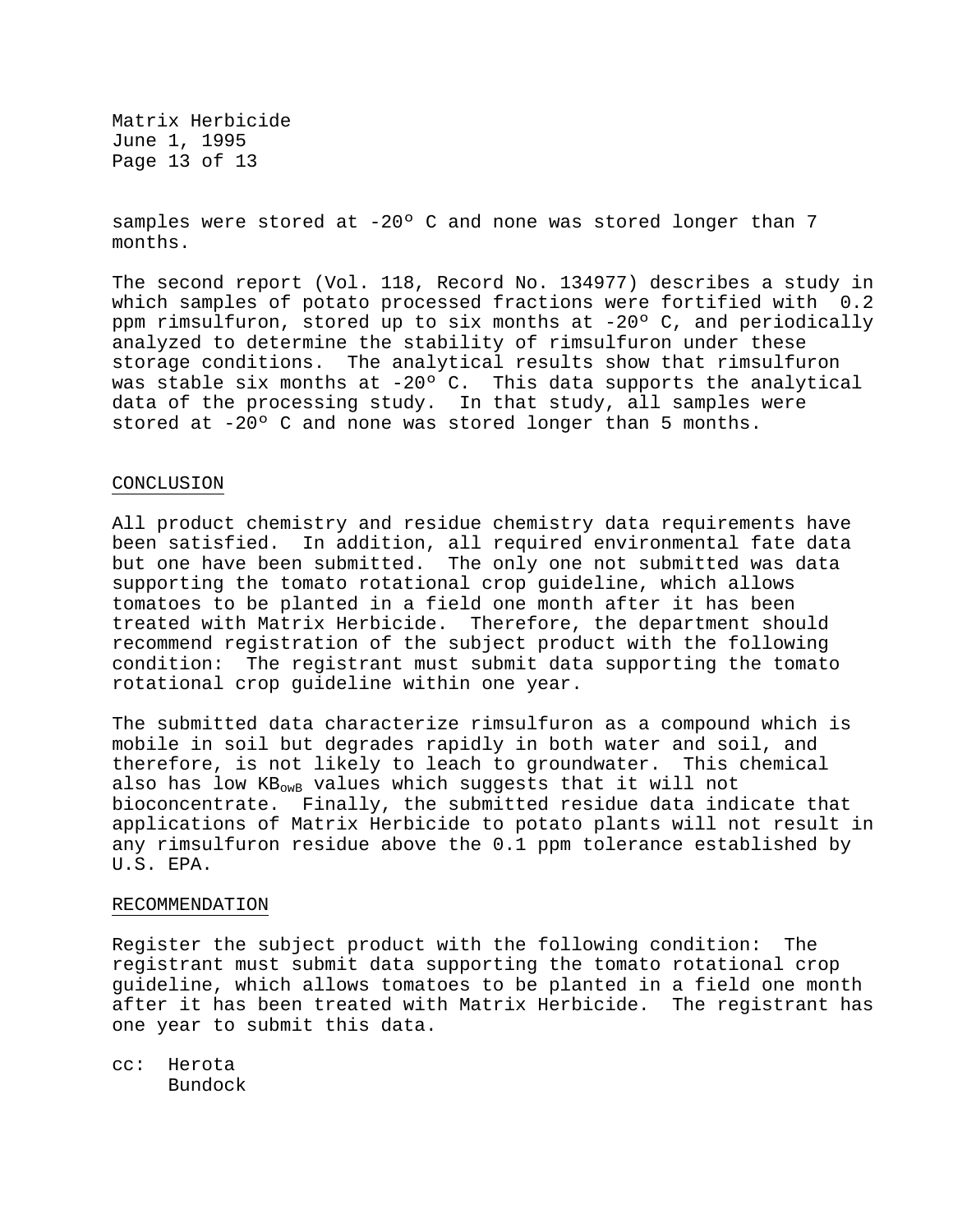samples were stored at -20º C and none was stored longer than 7 months.

The second report (Vol. 118, Record No. 134977) describes a study in which samples of potato processed fractions were fortified with 0.2 ppm rimsulfuron, stored up to six months at -20º C, and periodically analyzed to determine the stability of rimsulfuron under these storage conditions. The analytical results show that rimsulfuron was stable six months at -20º C. This data supports the analytical data of the processing study. In that study, all samples were stored at -20º C and none was stored longer than 5 months.

## CONCLUSION

All product chemistry and residue chemistry data requirements have been satisfied. In addition, all required environmental fate data but one have been submitted. The only one not submitted was data supporting the tomato rotational crop guideline, which allows tomatoes to be planted in a field one month after it has been treated with Matrix Herbicide. Therefore, the department should recommend registration of the subject product with the following condition: The registrant must submit data supporting the tomato rotational crop guideline within one year.

The submitted data characterize rimsulfuron as a compound which is mobile in soil but degrades rapidly in both water and soil, and therefore, is not likely to leach to groundwater. This chemical also has low $KB_{owB}$ values which suggests that it will not bioconcentrate. Finally, the submitted residue data indicate that applications of Matrix Herbicide to potato plants will not result in any rimsulfuron residue above the 0.1 ppm tolerance established by U.S. EPA.

## RECOMMENDATION

Register the subject product with the following condition: The registrant must submit data supporting the tomato rotational crop guideline, which allows tomatoes to be planted in a field one month after it has been treated with Matrix Herbicide. The registrant has one year to submit this data.

cc: Herota
Bundock